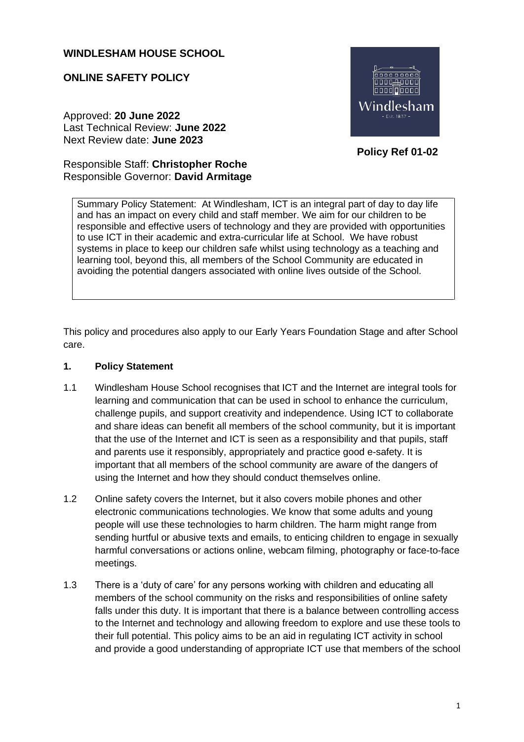**WINDLESHAM HOUSE SCHOOL**

**ONLINE SAFETY POLICY**

Approved: **20 June 2022**
Last Technical Review: **June 2022**
Next Review date: **June 2023**

**Policy Ref 01-02**

Responsible Staff: **Christopher Roche**
Responsible Governor: **David Armitage**

Summary Policy Statement: At Windlesham, ICT is an integral part of day to day life and has an impact on every child and staff member. We aim for our children to be responsible and effective users of technology and they are provided with opportunities to use ICT in their academic and extra-curricular life at School. We have robust systems in place to keep our children safe whilst using technology as a teaching and learning tool, beyond this, all members of the School Community are educated in avoiding the potential dangers associated with online lives outside of the School.

This policy and procedures also apply to our Early Years Foundation Stage and after School care.

## 1. Policy Statement

1.1 Windlesham House School recognises that ICT and the Internet are integral tools for learning and communication that can be used in school to enhance the curriculum, challenge pupils, and support creativity and independence. Using ICT to collaborate and share ideas can benefit all members of the school community, but it is important that the use of the Internet and ICT is seen as a responsibility and that pupils, staff and parents use it responsibly, appropriately and practice good e-safety. It is important that all members of the school community are aware of the dangers of using the Internet and how they should conduct themselves online.

1.2 Online safety covers the Internet, but it also covers mobile phones and other electronic communications technologies. We know that some adults and young people will use these technologies to harm children. The harm might range from sending hurtful or abusive texts and emails, to enticing children to engage in sexually harmful conversations or actions online, webcam filming, photography or face-to-face meetings.

1.3 There is a 'duty of care' for any persons working with children and educating all members of the school community on the risks and responsibilities of online safety falls under this duty. It is important that there is a balance between controlling access to the Internet and technology and allowing freedom to explore and use these tools to their full potential. This policy aims to be an aid in regulating ICT activity in school and provide a good understanding of appropriate ICT use that members of the school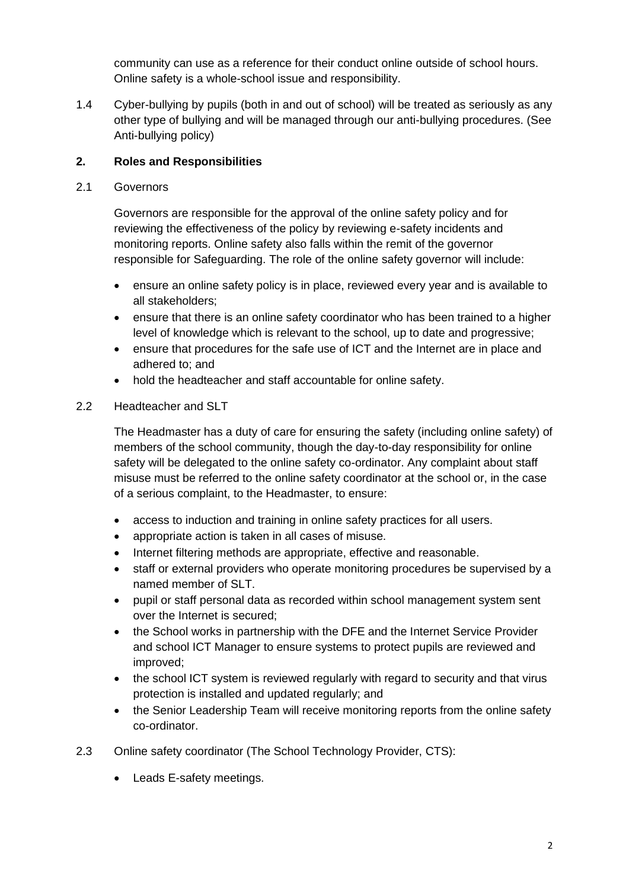community can use as a reference for their conduct online outside of school hours. Online safety is a whole-school issue and responsibility.

1.4 Cyber-bullying by pupils (both in and out of school) will be treated as seriously as any other type of bullying and will be managed through our anti-bullying procedures. (See Anti-bullying policy)

## 2. Roles and Responsibilities

2.1 Governors

Governors are responsible for the approval of the online safety policy and for reviewing the effectiveness of the policy by reviewing e-safety incidents and monitoring reports. Online safety also falls within the remit of the governor responsible for Safeguarding. The role of the online safety governor will include:

- ensure an online safety policy is in place, reviewed every year and is available to all stakeholders;
- ensure that there is an online safety coordinator who has been trained to a higher level of knowledge which is relevant to the school, up to date and progressive;
- ensure that procedures for the safe use of ICT and the Internet are in place and adhered to; and
- hold the headteacher and staff accountable for online safety.

2.2 Headteacher and SLT

The Headmaster has a duty of care for ensuring the safety (including online safety) of members of the school community, though the day-to-day responsibility for online safety will be delegated to the online safety co-ordinator. Any complaint about staff misuse must be referred to the online safety coordinator at the school or, in the case of a serious complaint, to the Headmaster, to ensure:

- access to induction and training in online safety practices for all users.
- appropriate action is taken in all cases of misuse.
- Internet filtering methods are appropriate, effective and reasonable.
- staff or external providers who operate monitoring procedures be supervised by a named member of SLT.
- pupil or staff personal data as recorded within school management system sent over the Internet is secured;
- the School works in partnership with the DFE and the Internet Service Provider and school ICT Manager to ensure systems to protect pupils are reviewed and improved;
- the school ICT system is reviewed regularly with regard to security and that virus protection is installed and updated regularly; and
- the Senior Leadership Team will receive monitoring reports from the online safety co-ordinator.

2.3 Online safety coordinator (The School Technology Provider, CTS):

- Leads E-safety meetings.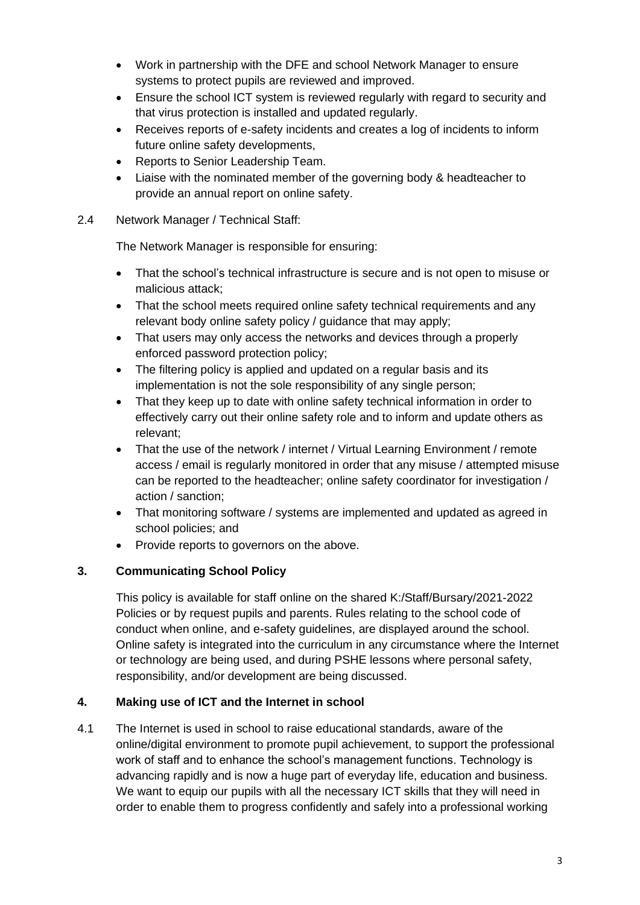- Work in partnership with the DFE and school Network Manager to ensure systems to protect pupils are reviewed and improved.
- Ensure the school ICT system is reviewed regularly with regard to security and that virus protection is installed and updated regularly.
- Receives reports of e-safety incidents and creates a log of incidents to inform future online safety developments,
- Reports to Senior Leadership Team.
- Liaise with the nominated member of the governing body & headteacher to provide an annual report on online safety.

2.4 Network Manager / Technical Staff:

The Network Manager is responsible for ensuring:

- That the school's technical infrastructure is secure and is not open to misuse or malicious attack;
- That the school meets required online safety technical requirements and any relevant body online safety policy / guidance that may apply;
- That users may only access the networks and devices through a properly enforced password protection policy;
- The filtering policy is applied and updated on a regular basis and its implementation is not the sole responsibility of any single person;
- That they keep up to date with online safety technical information in order to effectively carry out their online safety role and to inform and update others as relevant;
- That the use of the network / internet / Virtual Learning Environment / remote access / email is regularly monitored in order that any misuse / attempted misuse can be reported to the headteacher; online safety coordinator for investigation / action / sanction;
- That monitoring software / systems are implemented and updated as agreed in school policies; and
- Provide reports to governors on the above.

## 3. Communicating School Policy

This policy is available for staff online on the shared K:/Staff/Bursary/2021-2022 Policies or by request pupils and parents. Rules relating to the school code of conduct when online, and e-safety guidelines, are displayed around the school. Online safety is integrated into the curriculum in any circumstance where the Internet or technology are being used, and during PSHE lessons where personal safety, responsibility, and/or development are being discussed.

## 4. Making use of ICT and the Internet in school

4.1 The Internet is used in school to raise educational standards, aware of the online/digital environment to promote pupil achievement, to support the professional work of staff and to enhance the school's management functions. Technology is advancing rapidly and is now a huge part of everyday life, education and business. We want to equip our pupils with all the necessary ICT skills that they will need in order to enable them to progress confidently and safely into a professional working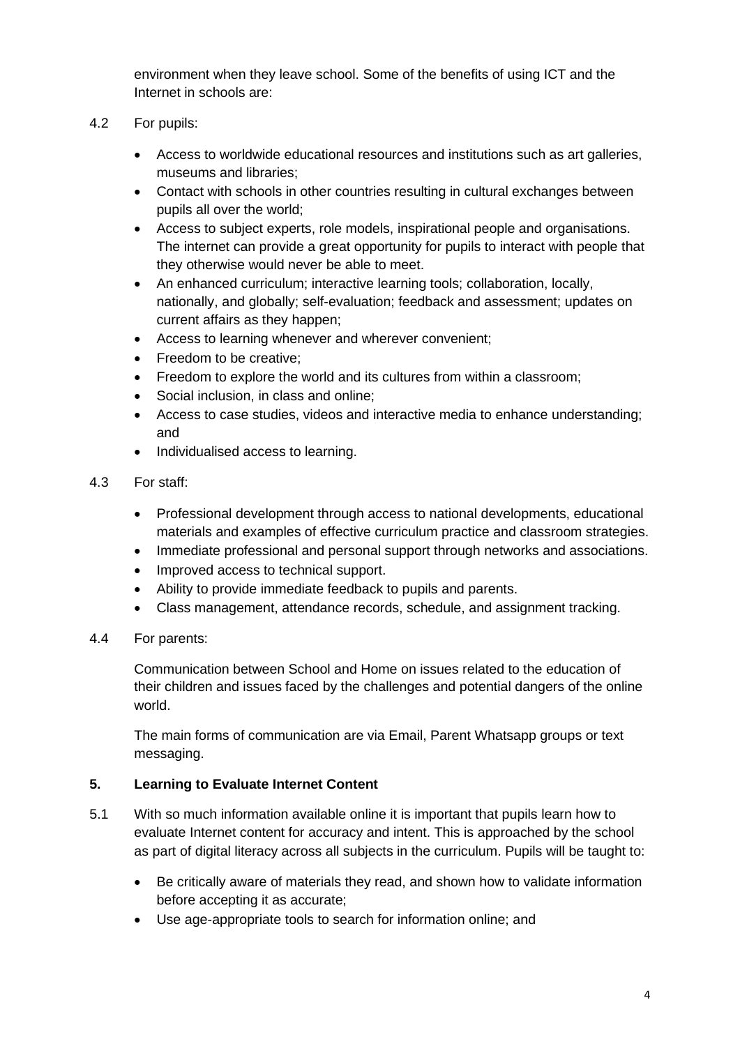environment when they leave school. Some of the benefits of using ICT and the Internet in schools are:

4.2 For pupils:

- Access to worldwide educational resources and institutions such as art galleries, museums and libraries;
- Contact with schools in other countries resulting in cultural exchanges between pupils all over the world;
- Access to subject experts, role models, inspirational people and organisations. The internet can provide a great opportunity for pupils to interact with people that they otherwise would never be able to meet.
- An enhanced curriculum; interactive learning tools; collaboration, locally, nationally, and globally; self-evaluation; feedback and assessment; updates on current affairs as they happen;
- Access to learning whenever and wherever convenient;
- Freedom to be creative;
- Freedom to explore the world and its cultures from within a classroom;
- Social inclusion, in class and online;
- Access to case studies, videos and interactive media to enhance understanding; and
- Individualised access to learning.

4.3 For staff:

- Professional development through access to national developments, educational materials and examples of effective curriculum practice and classroom strategies.
- Immediate professional and personal support through networks and associations.
- Improved access to technical support.
- Ability to provide immediate feedback to pupils and parents.
- Class management, attendance records, schedule, and assignment tracking.

4.4 For parents:

Communication between School and Home on issues related to the education of their children and issues faced by the challenges and potential dangers of the online world.

The main forms of communication are via Email, Parent Whatsapp groups or text messaging.

## 5. Learning to Evaluate Internet Content

5.1 With so much information available online it is important that pupils learn how to evaluate Internet content for accuracy and intent. This is approached by the school as part of digital literacy across all subjects in the curriculum. Pupils will be taught to:

- Be critically aware of materials they read, and shown how to validate information before accepting it as accurate;
- Use age-appropriate tools to search for information online; and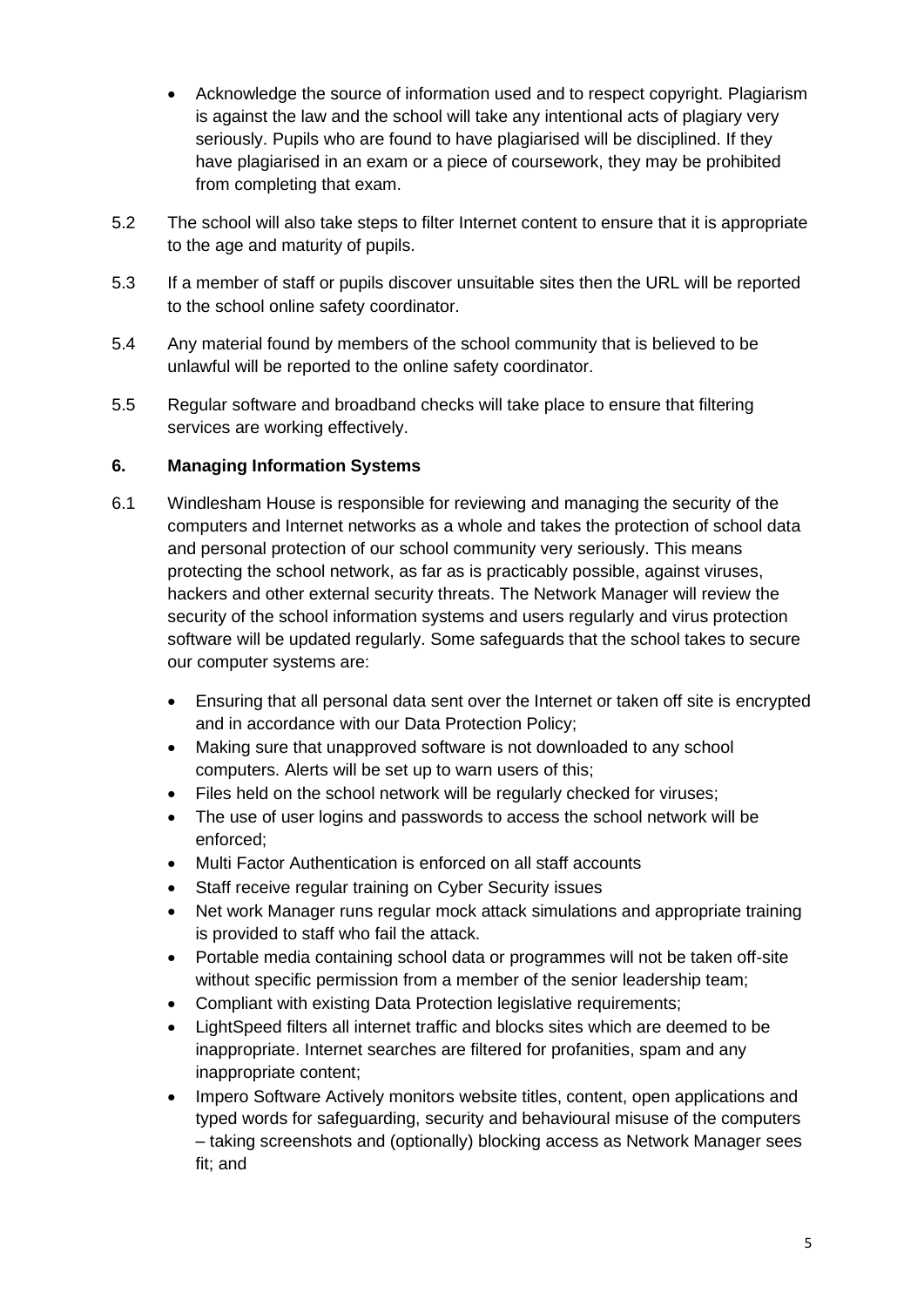- Acknowledge the source of information used and to respect copyright. Plagiarism is against the law and the school will take any intentional acts of plagiary very seriously. Pupils who are found to have plagiarised will be disciplined. If they have plagiarised in an exam or a piece of coursework, they may be prohibited from completing that exam.

5.2 The school will also take steps to filter Internet content to ensure that it is appropriate to the age and maturity of pupils.

5.3 If a member of staff or pupils discover unsuitable sites then the URL will be reported to the school online safety coordinator.

5.4 Any material found by members of the school community that is believed to be unlawful will be reported to the online safety coordinator.

5.5 Regular software and broadband checks will take place to ensure that filtering services are working effectively.

## 6. Managing Information Systems

6.1 Windlesham House is responsible for reviewing and managing the security of the computers and Internet networks as a whole and takes the protection of school data and personal protection of our school community very seriously. This means protecting the school network, as far as is practicably possible, against viruses, hackers and other external security threats. The Network Manager will review the security of the school information systems and users regularly and virus protection software will be updated regularly. Some safeguards that the school takes to secure our computer systems are:

- Ensuring that all personal data sent over the Internet or taken off site is encrypted and in accordance with our Data Protection Policy;
- Making sure that unapproved software is not downloaded to any school computers. Alerts will be set up to warn users of this;
- Files held on the school network will be regularly checked for viruses;
- The use of user logins and passwords to access the school network will be enforced;
- Multi Factor Authentication is enforced on all staff accounts
- Staff receive regular training on Cyber Security issues
- Net work Manager runs regular mock attack simulations and appropriate training is provided to staff who fail the attack.
- Portable media containing school data or programmes will not be taken off-site without specific permission from a member of the senior leadership team;
- Compliant with existing Data Protection legislative requirements;
- LightSpeed filters all internet traffic and blocks sites which are deemed to be inappropriate. Internet searches are filtered for profanities, spam and any inappropriate content;
- Impero Software Actively monitors website titles, content, open applications and typed words for safeguarding, security and behavioural misuse of the computers – taking screenshots and (optionally) blocking access as Network Manager sees fit; and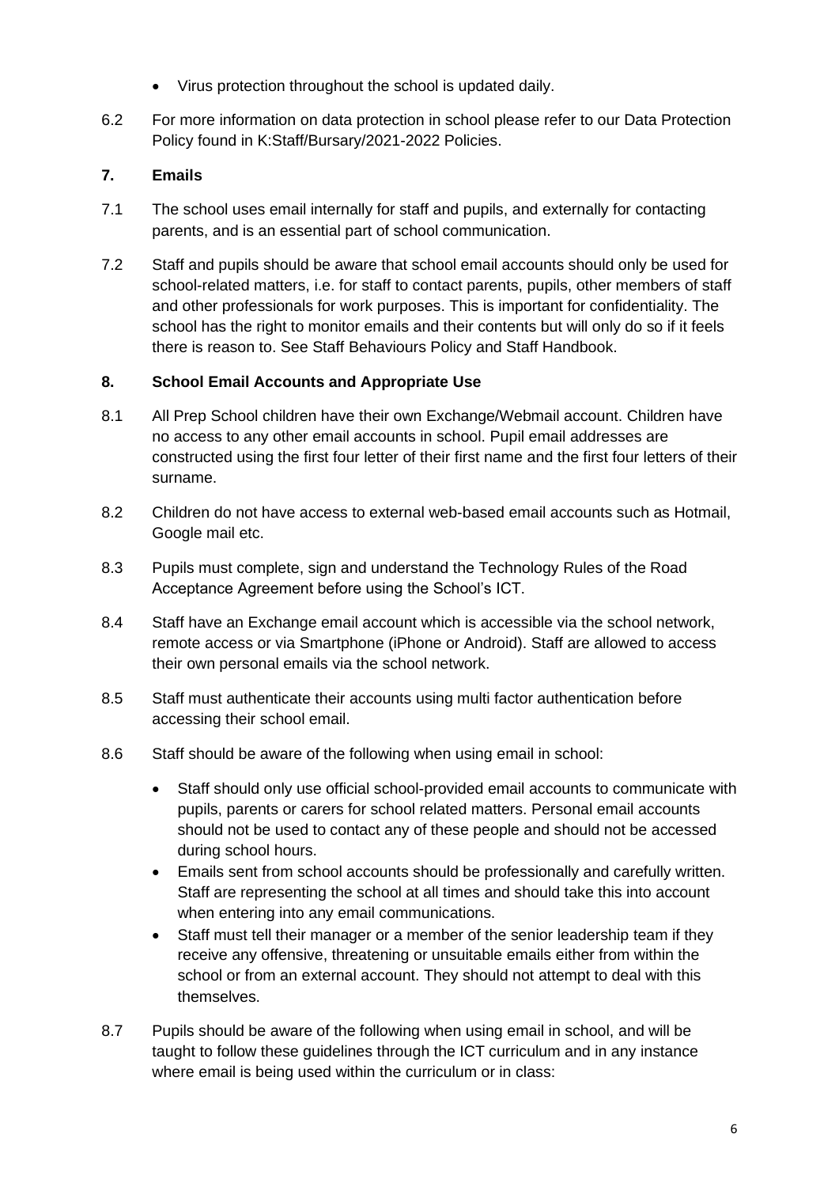- Virus protection throughout the school is updated daily.

6.2 For more information on data protection in school please refer to our Data Protection Policy found in K:Staff/Bursary/2021-2022 Policies.

## 7. Emails

7.1 The school uses email internally for staff and pupils, and externally for contacting parents, and is an essential part of school communication.

7.2 Staff and pupils should be aware that school email accounts should only be used for school-related matters, i.e. for staff to contact parents, pupils, other members of staff and other professionals for work purposes. This is important for confidentiality. The school has the right to monitor emails and their contents but will only do so if it feels there is reason to. See Staff Behaviours Policy and Staff Handbook.

## 8. School Email Accounts and Appropriate Use

8.1 All Prep School children have their own Exchange/Webmail account. Children have no access to any other email accounts in school. Pupil email addresses are constructed using the first four letter of their first name and the first four letters of their surname.

8.2 Children do not have access to external web-based email accounts such as Hotmail, Google mail etc.

8.3 Pupils must complete, sign and understand the Technology Rules of the Road Acceptance Agreement before using the School's ICT.

8.4 Staff have an Exchange email account which is accessible via the school network, remote access or via Smartphone (iPhone or Android). Staff are allowed to access their own personal emails via the school network.

8.5 Staff must authenticate their accounts using multi factor authentication before accessing their school email.

8.6 Staff should be aware of the following when using email in school:

- Staff should only use official school-provided email accounts to communicate with pupils, parents or carers for school related matters. Personal email accounts should not be used to contact any of these people and should not be accessed during school hours.
- Emails sent from school accounts should be professionally and carefully written. Staff are representing the school at all times and should take this into account when entering into any email communications.
- Staff must tell their manager or a member of the senior leadership team if they receive any offensive, threatening or unsuitable emails either from within the school or from an external account. They should not attempt to deal with this themselves.

8.7 Pupils should be aware of the following when using email in school, and will be taught to follow these guidelines through the ICT curriculum and in any instance where email is being used within the curriculum or in class: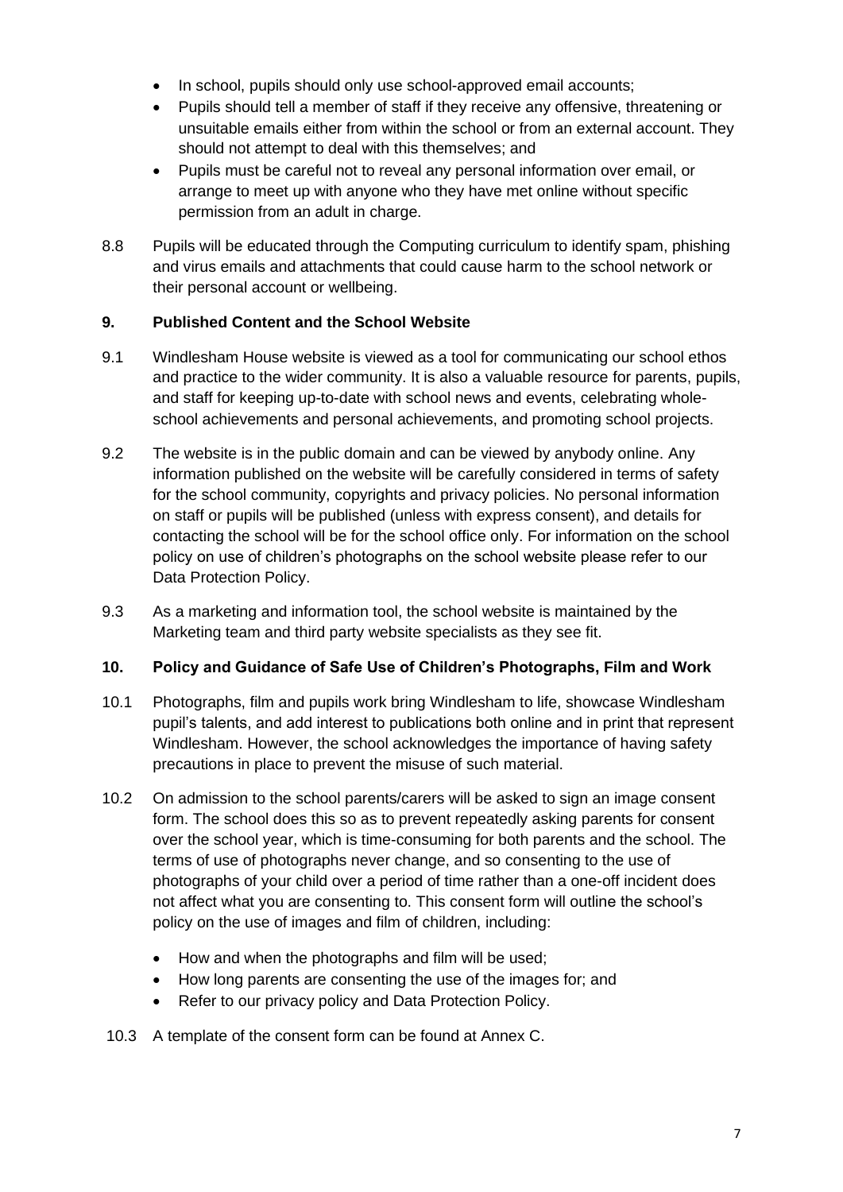- In school, pupils should only use school-approved email accounts;
- Pupils should tell a member of staff if they receive any offensive, threatening or unsuitable emails either from within the school or from an external account. They should not attempt to deal with this themselves; and
- Pupils must be careful not to reveal any personal information over email, or arrange to meet up with anyone who they have met online without specific permission from an adult in charge.

8.8 Pupils will be educated through the Computing curriculum to identify spam, phishing and virus emails and attachments that could cause harm to the school network or their personal account or wellbeing.

## 9. Published Content and the School Website

9.1 Windlesham House website is viewed as a tool for communicating our school ethos and practice to the wider community. It is also a valuable resource for parents, pupils, and staff for keeping up-to-date with school news and events, celebrating whole-school achievements and personal achievements, and promoting school projects.

9.2 The website is in the public domain and can be viewed by anybody online. Any information published on the website will be carefully considered in terms of safety for the school community, copyrights and privacy policies. No personal information on staff or pupils will be published (unless with express consent), and details for contacting the school will be for the school office only. For information on the school policy on use of children's photographs on the school website please refer to our Data Protection Policy.

9.3 As a marketing and information tool, the school website is maintained by the Marketing team and third party website specialists as they see fit.

## 10. Policy and Guidance of Safe Use of Children's Photographs, Film and Work

10.1 Photographs, film and pupils work bring Windlesham to life, showcase Windlesham pupil's talents, and add interest to publications both online and in print that represent Windlesham. However, the school acknowledges the importance of having safety precautions in place to prevent the misuse of such material.

10.2 On admission to the school parents/carers will be asked to sign an image consent form. The school does this so as to prevent repeatedly asking parents for consent over the school year, which is time-consuming for both parents and the school. The terms of use of photographs never change, and so consenting to the use of photographs of your child over a period of time rather than a one-off incident does not affect what you are consenting to. This consent form will outline the school's policy on the use of images and film of children, including:

- How and when the photographs and film will be used;
- How long parents are consenting the use of the images for; and
- Refer to our privacy policy and Data Protection Policy.

10.3 A template of the consent form can be found at Annex C.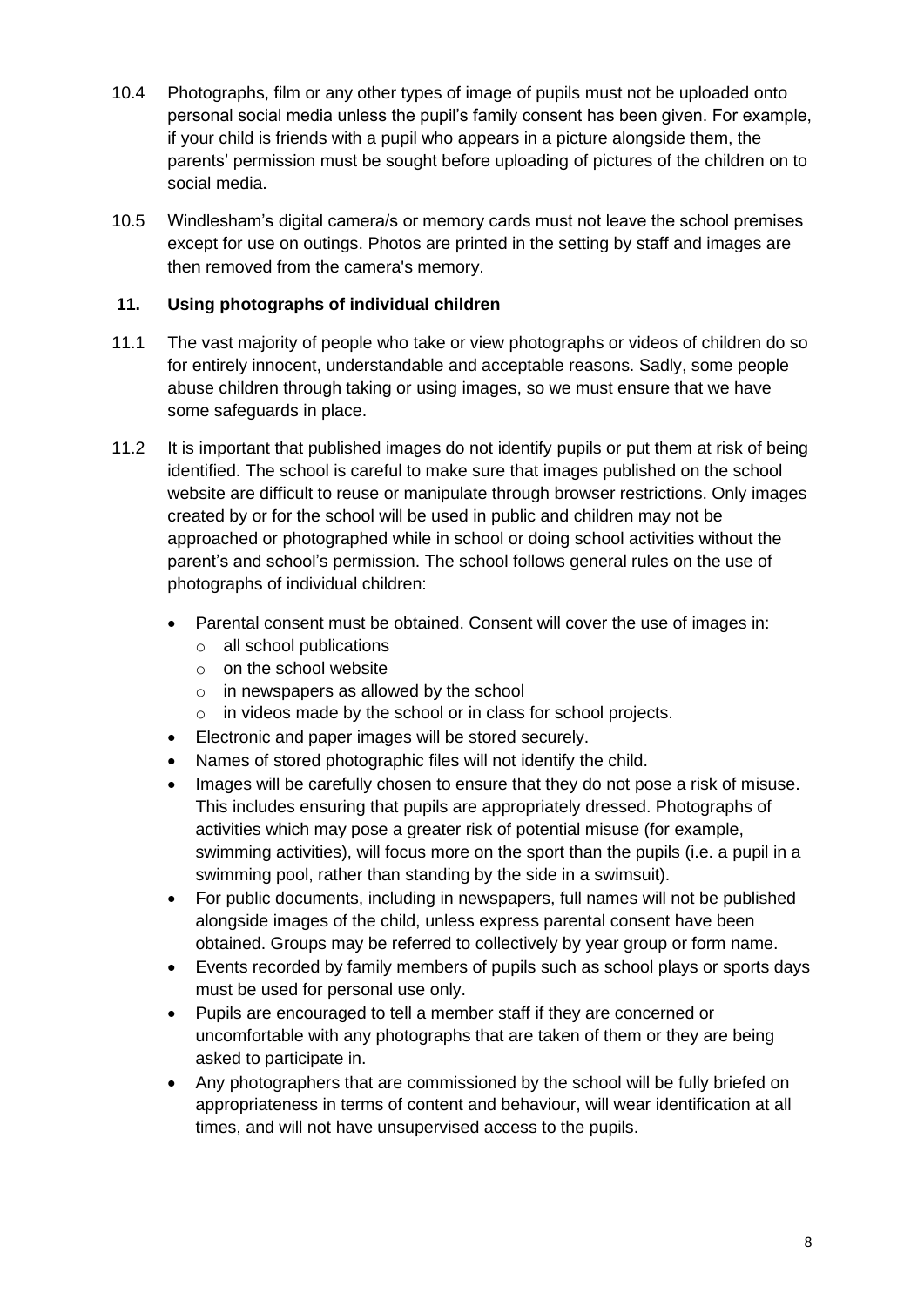10.4 Photographs, film or any other types of image of pupils must not be uploaded onto personal social media unless the pupil's family consent has been given. For example, if your child is friends with a pupil who appears in a picture alongside them, the parents' permission must be sought before uploading of pictures of the children on to social media.

10.5 Windlesham's digital camera/s or memory cards must not leave the school premises except for use on outings. Photos are printed in the setting by staff and images are then removed from the camera's memory.

## 11. Using photographs of individual children

11.1 The vast majority of people who take or view photographs or videos of children do so for entirely innocent, understandable and acceptable reasons. Sadly, some people abuse children through taking or using images, so we must ensure that we have some safeguards in place.

11.2 It is important that published images do not identify pupils or put them at risk of being identified. The school is careful to make sure that images published on the school website are difficult to reuse or manipulate through browser restrictions. Only images created by or for the school will be used in public and children may not be approached or photographed while in school or doing school activities without the parent's and school's permission. The school follows general rules on the use of photographs of individual children:

- Parental consent must be obtained. Consent will cover the use of images in:
  - all school publications
  - on the school website
  - in newspapers as allowed by the school
  - in videos made by the school or in class for school projects.
- Electronic and paper images will be stored securely.
- Names of stored photographic files will not identify the child.
- Images will be carefully chosen to ensure that they do not pose a risk of misuse. This includes ensuring that pupils are appropriately dressed. Photographs of activities which may pose a greater risk of potential misuse (for example, swimming activities), will focus more on the sport than the pupils (i.e. a pupil in a swimming pool, rather than standing by the side in a swimsuit).
- For public documents, including in newspapers, full names will not be published alongside images of the child, unless express parental consent have been obtained. Groups may be referred to collectively by year group or form name.
- Events recorded by family members of pupils such as school plays or sports days must be used for personal use only.
- Pupils are encouraged to tell a member staff if they are concerned or uncomfortable with any photographs that are taken of them or they are being asked to participate in.
- Any photographers that are commissioned by the school will be fully briefed on appropriateness in terms of content and behaviour, will wear identification at all times, and will not have unsupervised access to the pupils.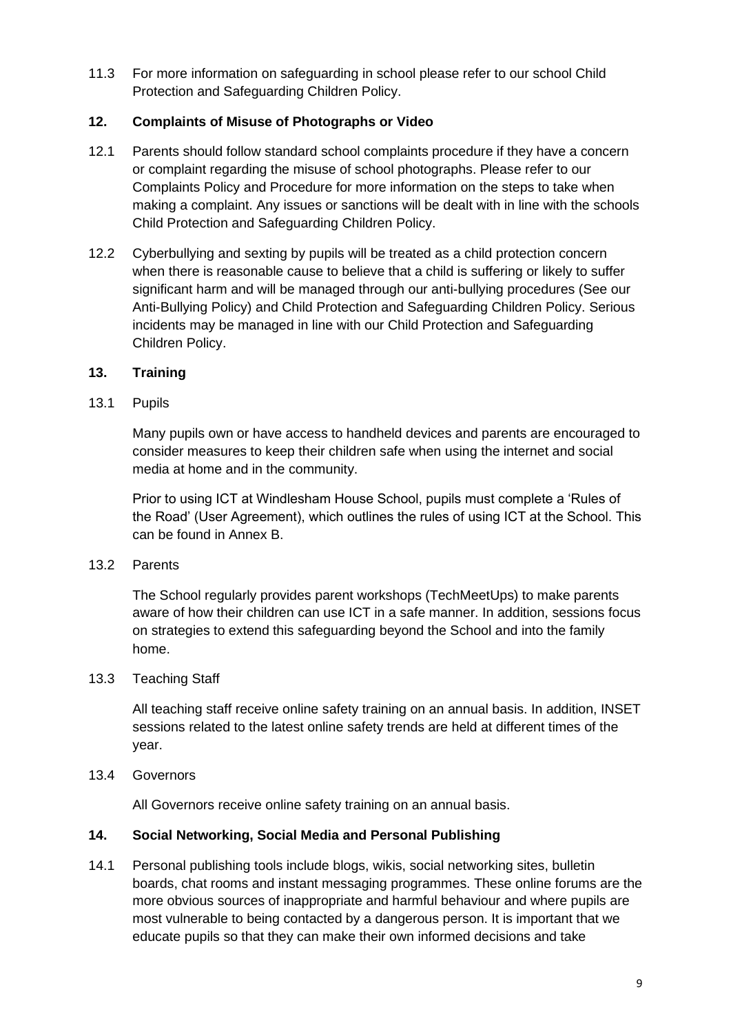11.3 For more information on safeguarding in school please refer to our school Child Protection and Safeguarding Children Policy.

## 12. Complaints of Misuse of Photographs or Video

12.1 Parents should follow standard school complaints procedure if they have a concern or complaint regarding the misuse of school photographs. Please refer to our Complaints Policy and Procedure for more information on the steps to take when making a complaint. Any issues or sanctions will be dealt with in line with the schools Child Protection and Safeguarding Children Policy.

12.2 Cyberbullying and sexting by pupils will be treated as a child protection concern when there is reasonable cause to believe that a child is suffering or likely to suffer significant harm and will be managed through our anti-bullying procedures (See our Anti-Bullying Policy) and Child Protection and Safeguarding Children Policy. Serious incidents may be managed in line with our Child Protection and Safeguarding Children Policy.

## 13. Training

13.1 Pupils

Many pupils own or have access to handheld devices and parents are encouraged to consider measures to keep their children safe when using the internet and social media at home and in the community.

Prior to using ICT at Windlesham House School, pupils must complete a 'Rules of the Road' (User Agreement), which outlines the rules of using ICT at the School. This can be found in Annex B.

13.2 Parents

The School regularly provides parent workshops (TechMeetUps) to make parents aware of how their children can use ICT in a safe manner. In addition, sessions focus on strategies to extend this safeguarding beyond the School and into the family home.

13.3 Teaching Staff

All teaching staff receive online safety training on an annual basis. In addition, INSET sessions related to the latest online safety trends are held at different times of the year.

13.4 Governors

All Governors receive online safety training on an annual basis.

## 14. Social Networking, Social Media and Personal Publishing

14.1 Personal publishing tools include blogs, wikis, social networking sites, bulletin boards, chat rooms and instant messaging programmes. These online forums are the more obvious sources of inappropriate and harmful behaviour and where pupils are most vulnerable to being contacted by a dangerous person. It is important that we educate pupils so that they can make their own informed decisions and take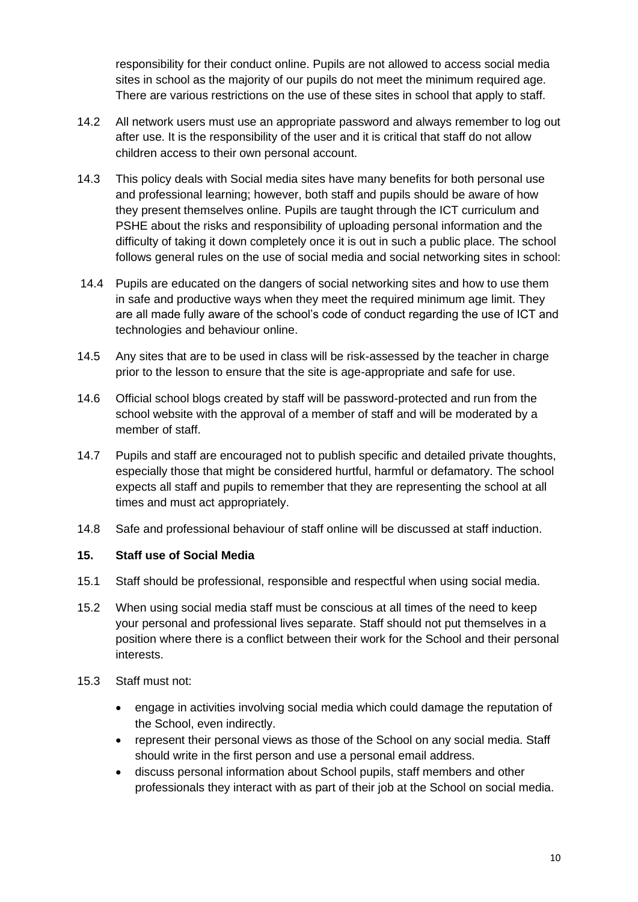responsibility for their conduct online. Pupils are not allowed to access social media sites in school as the majority of our pupils do not meet the minimum required age. There are various restrictions on the use of these sites in school that apply to staff.

14.2 All network users must use an appropriate password and always remember to log out after use. It is the responsibility of the user and it is critical that staff do not allow children access to their own personal account.

14.3 This policy deals with Social media sites have many benefits for both personal use and professional learning; however, both staff and pupils should be aware of how they present themselves online. Pupils are taught through the ICT curriculum and PSHE about the risks and responsibility of uploading personal information and the difficulty of taking it down completely once it is out in such a public place. The school follows general rules on the use of social media and social networking sites in school:

14.4 Pupils are educated on the dangers of social networking sites and how to use them in safe and productive ways when they meet the required minimum age limit. They are all made fully aware of the school's code of conduct regarding the use of ICT and technologies and behaviour online.

14.5 Any sites that are to be used in class will be risk-assessed by the teacher in charge prior to the lesson to ensure that the site is age-appropriate and safe for use.

14.6 Official school blogs created by staff will be password-protected and run from the school website with the approval of a member of staff and will be moderated by a member of staff.

14.7 Pupils and staff are encouraged not to publish specific and detailed private thoughts, especially those that might be considered hurtful, harmful or defamatory. The school expects all staff and pupils to remember that they are representing the school at all times and must act appropriately.

14.8 Safe and professional behaviour of staff online will be discussed at staff induction.

## 15. Staff use of Social Media

15.1 Staff should be professional, responsible and respectful when using social media.

15.2 When using social media staff must be conscious at all times of the need to keep your personal and professional lives separate. Staff should not put themselves in a position where there is a conflict between their work for the School and their personal interests.

15.3 Staff must not:

- engage in activities involving social media which could damage the reputation of the School, even indirectly.
- represent their personal views as those of the School on any social media. Staff should write in the first person and use a personal email address.
- discuss personal information about School pupils, staff members and other professionals they interact with as part of their job at the School on social media.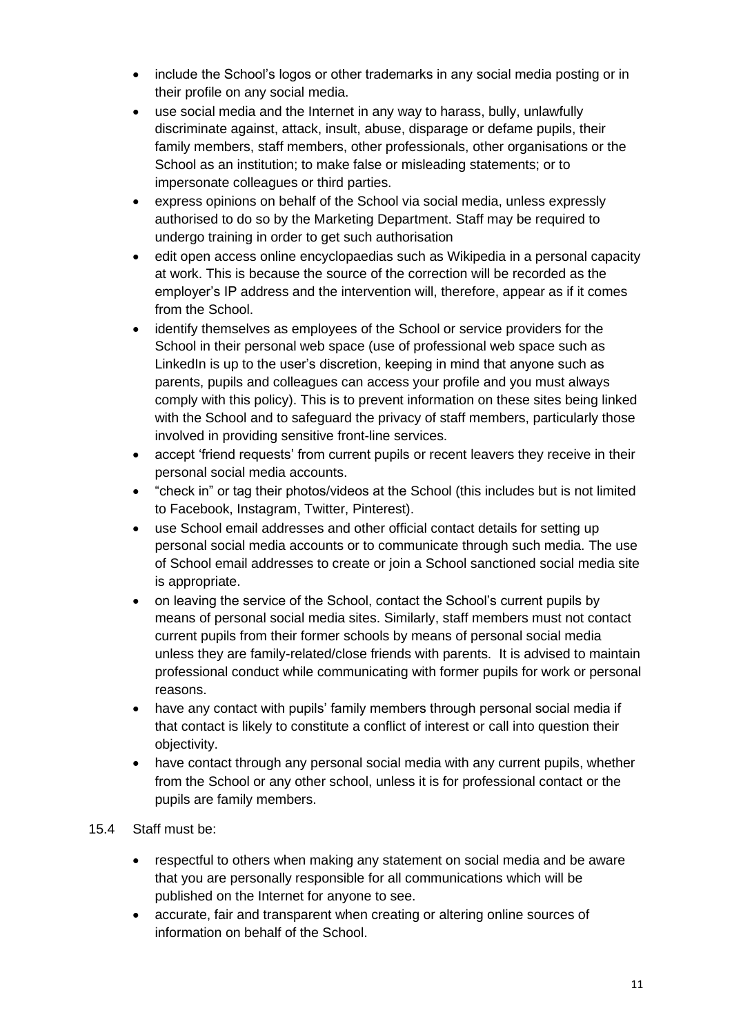- include the School's logos or other trademarks in any social media posting or in their profile on any social media.
- use social media and the Internet in any way to harass, bully, unlawfully discriminate against, attack, insult, abuse, disparage or defame pupils, their family members, staff members, other professionals, other organisations or the School as an institution; to make false or misleading statements; or to impersonate colleagues or third parties.
- express opinions on behalf of the School via social media, unless expressly authorised to do so by the Marketing Department. Staff may be required to undergo training in order to get such authorisation
- edit open access online encyclopaedias such as Wikipedia in a personal capacity at work. This is because the source of the correction will be recorded as the employer's IP address and the intervention will, therefore, appear as if it comes from the School.
- identify themselves as employees of the School or service providers for the School in their personal web space (use of professional web space such as LinkedIn is up to the user's discretion, keeping in mind that anyone such as parents, pupils and colleagues can access your profile and you must always comply with this policy). This is to prevent information on these sites being linked with the School and to safeguard the privacy of staff members, particularly those involved in providing sensitive front-line services.
- accept 'friend requests' from current pupils or recent leavers they receive in their personal social media accounts.
- "check in" or tag their photos/videos at the School (this includes but is not limited to Facebook, Instagram, Twitter, Pinterest).
- use School email addresses and other official contact details for setting up personal social media accounts or to communicate through such media. The use of School email addresses to create or join a School sanctioned social media site is appropriate.
- on leaving the service of the School, contact the School's current pupils by means of personal social media sites. Similarly, staff members must not contact current pupils from their former schools by means of personal social media unless they are family-related/close friends with parents. It is advised to maintain professional conduct while communicating with former pupils for work or personal reasons.
- have any contact with pupils' family members through personal social media if that contact is likely to constitute a conflict of interest or call into question their objectivity.
- have contact through any personal social media with any current pupils, whether from the School or any other school, unless it is for professional contact or the pupils are family members.

15.4 Staff must be:

- respectful to others when making any statement on social media and be aware that you are personally responsible for all communications which will be published on the Internet for anyone to see.
- accurate, fair and transparent when creating or altering online sources of information on behalf of the School.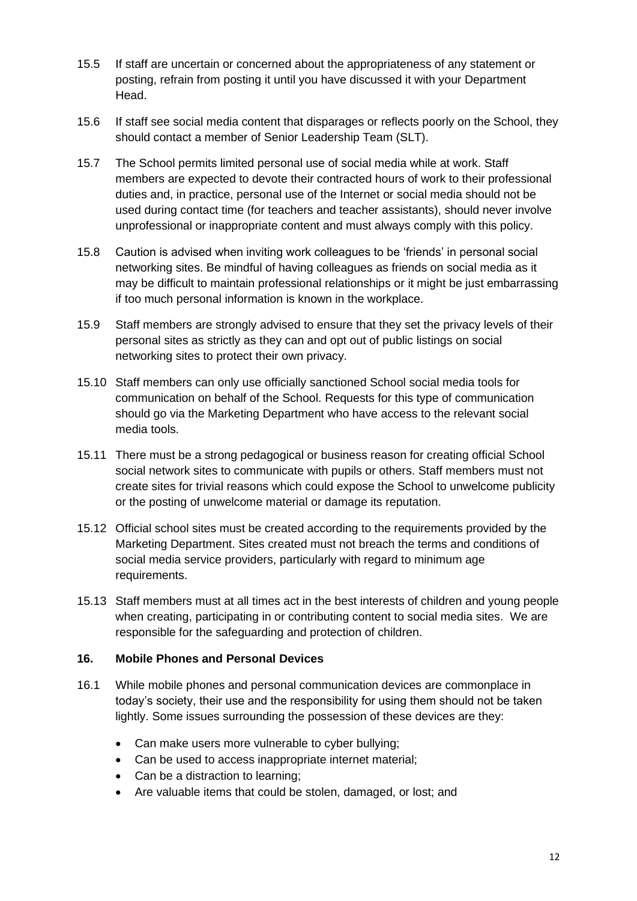15.5 If staff are uncertain or concerned about the appropriateness of any statement or posting, refrain from posting it until you have discussed it with your Department Head.

15.6 If staff see social media content that disparages or reflects poorly on the School, they should contact a member of Senior Leadership Team (SLT).

15.7 The School permits limited personal use of social media while at work. Staff members are expected to devote their contracted hours of work to their professional duties and, in practice, personal use of the Internet or social media should not be used during contact time (for teachers and teacher assistants), should never involve unprofessional or inappropriate content and must always comply with this policy.

15.8 Caution is advised when inviting work colleagues to be 'friends' in personal social networking sites. Be mindful of having colleagues as friends on social media as it may be difficult to maintain professional relationships or it might be just embarrassing if too much personal information is known in the workplace.

15.9 Staff members are strongly advised to ensure that they set the privacy levels of their personal sites as strictly as they can and opt out of public listings on social networking sites to protect their own privacy.

15.10 Staff members can only use officially sanctioned School social media tools for communication on behalf of the School. Requests for this type of communication should go via the Marketing Department who have access to the relevant social media tools.

15.11 There must be a strong pedagogical or business reason for creating official School social network sites to communicate with pupils or others. Staff members must not create sites for trivial reasons which could expose the School to unwelcome publicity or the posting of unwelcome material or damage its reputation.

15.12 Official school sites must be created according to the requirements provided by the Marketing Department. Sites created must not breach the terms and conditions of social media service providers, particularly with regard to minimum age requirements.

15.13 Staff members must at all times act in the best interests of children and young people when creating, participating in or contributing content to social media sites. We are responsible for the safeguarding and protection of children.

## 16. Mobile Phones and Personal Devices

16.1 While mobile phones and personal communication devices are commonplace in today's society, their use and the responsibility for using them should not be taken lightly. Some issues surrounding the possession of these devices are they:

- Can make users more vulnerable to cyber bullying;
- Can be used to access inappropriate internet material;
- Can be a distraction to learning;
- Are valuable items that could be stolen, damaged, or lost; and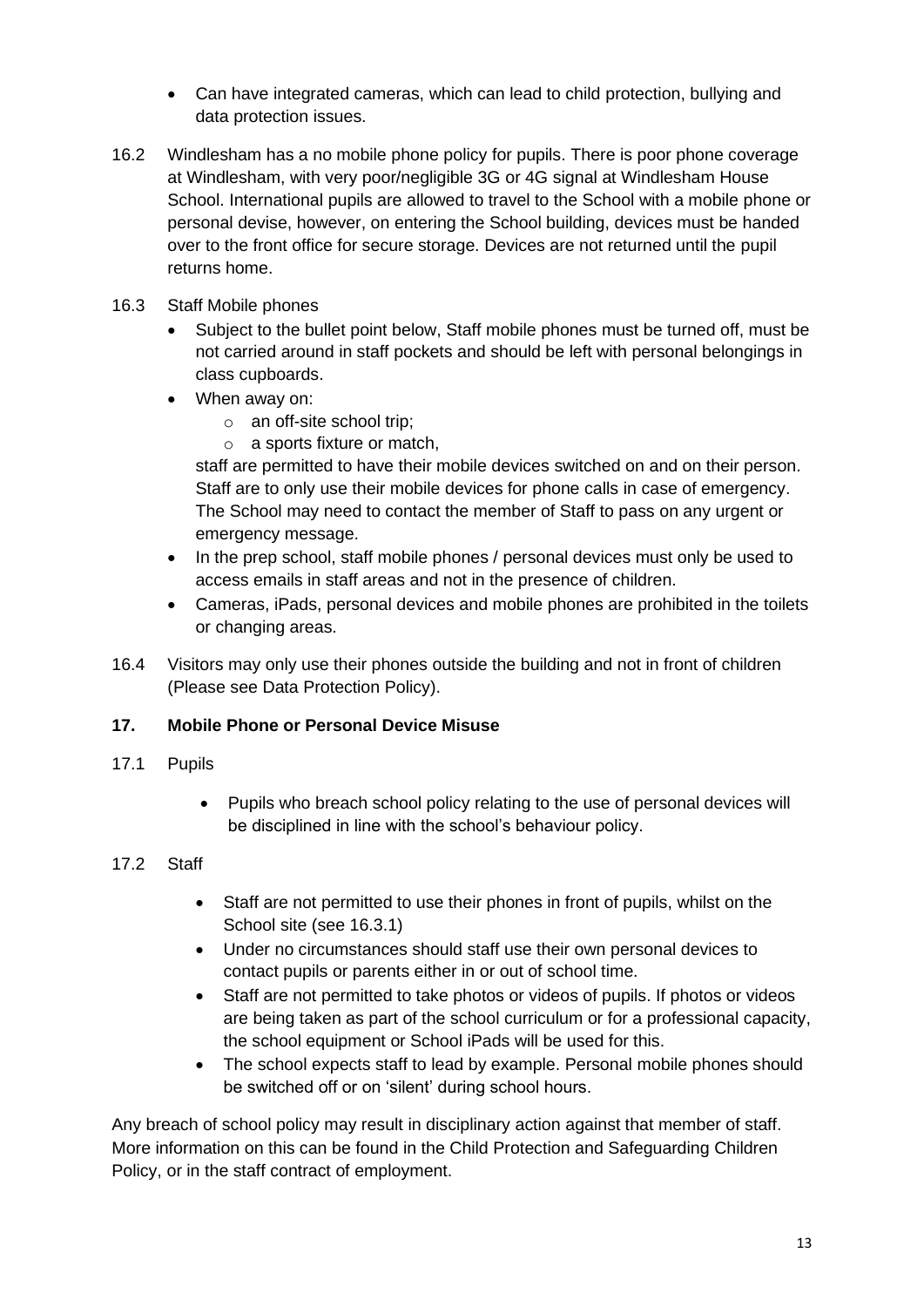- Can have integrated cameras, which can lead to child protection, bullying and data protection issues.

16.2 Windlesham has a no mobile phone policy for pupils. There is poor phone coverage at Windlesham, with very poor/negligible 3G or 4G signal at Windlesham House School. International pupils are allowed to travel to the School with a mobile phone or personal devise, however, on entering the School building, devices must be handed over to the front office for secure storage. Devices are not returned until the pupil returns home.

16.3 Staff Mobile phones

- Subject to the bullet point below, Staff mobile phones must be turned off, must be not carried around in staff pockets and should be left with personal belongings in class cupboards.
- When away on:
  - an off-site school trip;
  - a sports fixture or match,

  staff are permitted to have their mobile devices switched on and on their person. Staff are to only use their mobile devices for phone calls in case of emergency. The School may need to contact the member of Staff to pass on any urgent or emergency message.
- In the prep school, staff mobile phones / personal devices must only be used to access emails in staff areas and not in the presence of children.
- Cameras, iPads, personal devices and mobile phones are prohibited in the toilets or changing areas.

16.4 Visitors may only use their phones outside the building and not in front of children (Please see Data Protection Policy).

## 17. Mobile Phone or Personal Device Misuse

17.1 Pupils

- Pupils who breach school policy relating to the use of personal devices will be disciplined in line with the school's behaviour policy.

17.2 Staff

- Staff are not permitted to use their phones in front of pupils, whilst on the School site (see 16.3.1)
- Under no circumstances should staff use their own personal devices to contact pupils or parents either in or out of school time.
- Staff are not permitted to take photos or videos of pupils. If photos or videos are being taken as part of the school curriculum or for a professional capacity, the school equipment or School iPads will be used for this.
- The school expects staff to lead by example. Personal mobile phones should be switched off or on 'silent' during school hours.

Any breach of school policy may result in disciplinary action against that member of staff. More information on this can be found in the Child Protection and Safeguarding Children Policy, or in the staff contract of employment.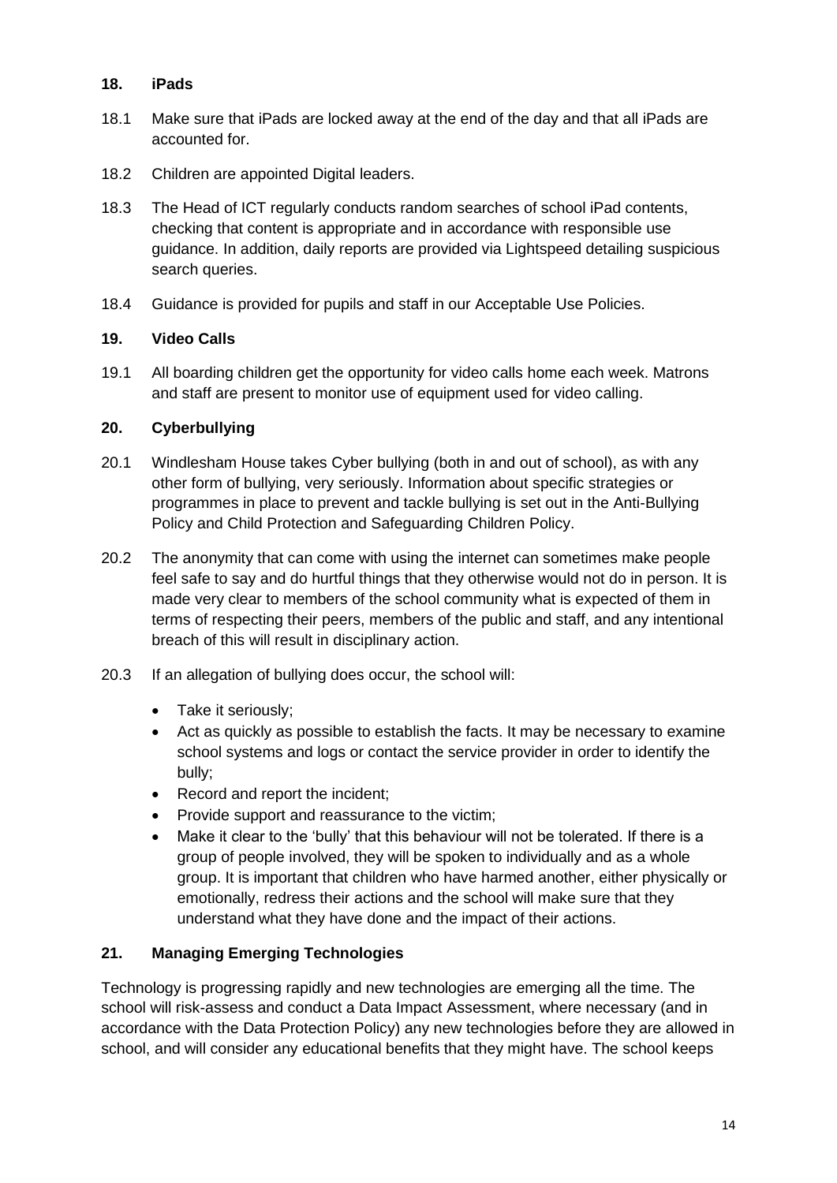## 18. iPads

18.1 Make sure that iPads are locked away at the end of the day and that all iPads are accounted for.

18.2 Children are appointed Digital leaders.

18.3 The Head of ICT regularly conducts random searches of school iPad contents, checking that content is appropriate and in accordance with responsible use guidance. In addition, daily reports are provided via Lightspeed detailing suspicious search queries.

18.4 Guidance is provided for pupils and staff in our Acceptable Use Policies.

## 19. Video Calls

19.1 All boarding children get the opportunity for video calls home each week. Matrons and staff are present to monitor use of equipment used for video calling.

## 20. Cyberbullying

20.1 Windlesham House takes Cyber bullying (both in and out of school), as with any other form of bullying, very seriously. Information about specific strategies or programmes in place to prevent and tackle bullying is set out in the Anti-Bullying Policy and Child Protection and Safeguarding Children Policy.

20.2 The anonymity that can come with using the internet can sometimes make people feel safe to say and do hurtful things that they otherwise would not do in person. It is made very clear to members of the school community what is expected of them in terms of respecting their peers, members of the public and staff, and any intentional breach of this will result in disciplinary action.

20.3 If an allegation of bullying does occur, the school will:

- Take it seriously;
- Act as quickly as possible to establish the facts. It may be necessary to examine school systems and logs or contact the service provider in order to identify the bully;
- Record and report the incident;
- Provide support and reassurance to the victim;
- Make it clear to the 'bully' that this behaviour will not be tolerated. If there is a group of people involved, they will be spoken to individually and as a whole group. It is important that children who have harmed another, either physically or emotionally, redress their actions and the school will make sure that they understand what they have done and the impact of their actions.

## 21. Managing Emerging Technologies

Technology is progressing rapidly and new technologies are emerging all the time. The school will risk-assess and conduct a Data Impact Assessment, where necessary (and in accordance with the Data Protection Policy) any new technologies before they are allowed in school, and will consider any educational benefits that they might have. The school keeps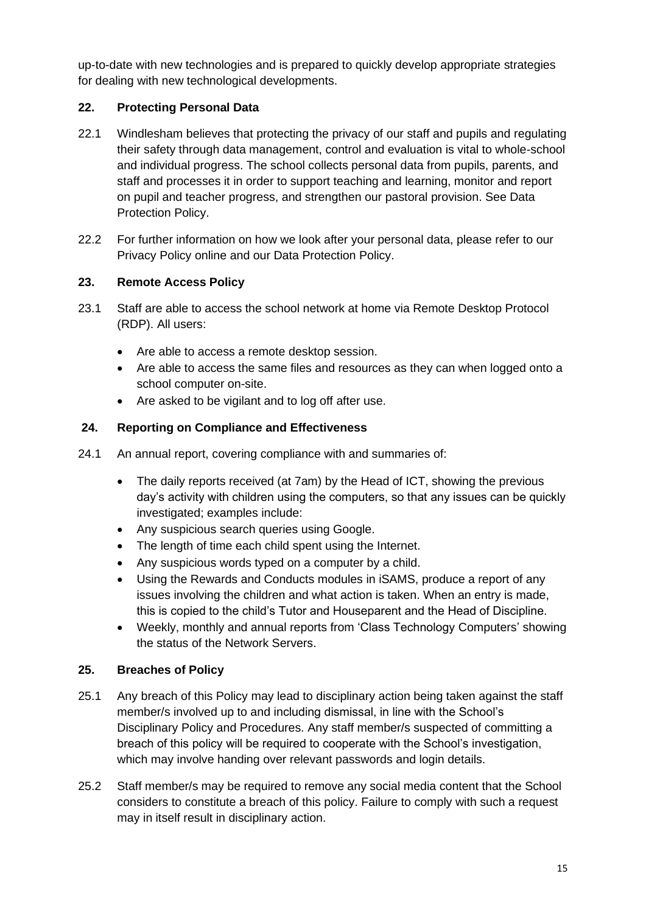up-to-date with new technologies and is prepared to quickly develop appropriate strategies for dealing with new technological developments.

## 22. Protecting Personal Data

22.1 Windlesham believes that protecting the privacy of our staff and pupils and regulating their safety through data management, control and evaluation is vital to whole-school and individual progress. The school collects personal data from pupils, parents, and staff and processes it in order to support teaching and learning, monitor and report on pupil and teacher progress, and strengthen our pastoral provision. See Data Protection Policy.

22.2 For further information on how we look after your personal data, please refer to our Privacy Policy online and our Data Protection Policy.

## 23. Remote Access Policy

23.1 Staff are able to access the school network at home via Remote Desktop Protocol (RDP). All users:

- Are able to access a remote desktop session.
- Are able to access the same files and resources as they can when logged onto a school computer on-site.
- Are asked to be vigilant and to log off after use.

## 24. Reporting on Compliance and Effectiveness

24.1 An annual report, covering compliance with and summaries of:

- The daily reports received (at 7am) by the Head of ICT, showing the previous day's activity with children using the computers, so that any issues can be quickly investigated; examples include:
- Any suspicious search queries using Google.
- The length of time each child spent using the Internet.
- Any suspicious words typed on a computer by a child.
- Using the Rewards and Conducts modules in iSAMS, produce a report of any issues involving the children and what action is taken. When an entry is made, this is copied to the child's Tutor and Houseparent and the Head of Discipline.
- Weekly, monthly and annual reports from 'Class Technology Computers' showing the status of the Network Servers.

## 25. Breaches of Policy

25.1 Any breach of this Policy may lead to disciplinary action being taken against the staff member/s involved up to and including dismissal, in line with the School's Disciplinary Policy and Procedures. Any staff member/s suspected of committing a breach of this policy will be required to cooperate with the School's investigation, which may involve handing over relevant passwords and login details.

25.2 Staff member/s may be required to remove any social media content that the School considers to constitute a breach of this policy. Failure to comply with such a request may in itself result in disciplinary action.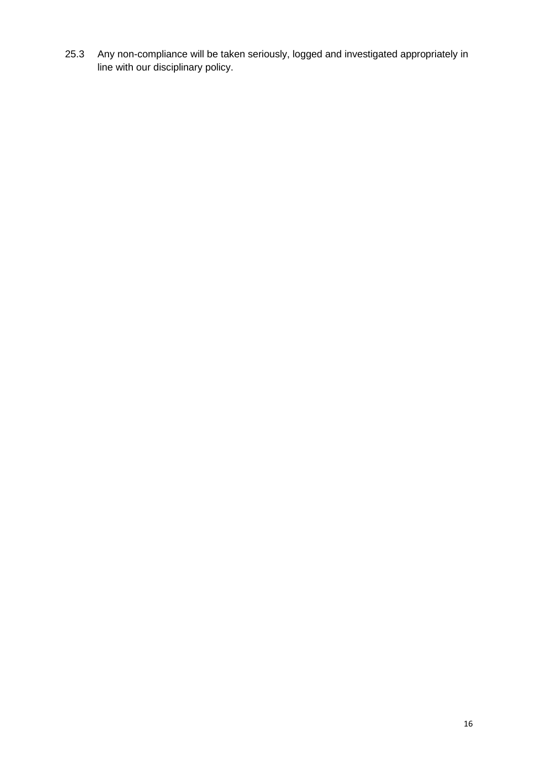25.3 Any non-compliance will be taken seriously, logged and investigated appropriately in line with our disciplinary policy.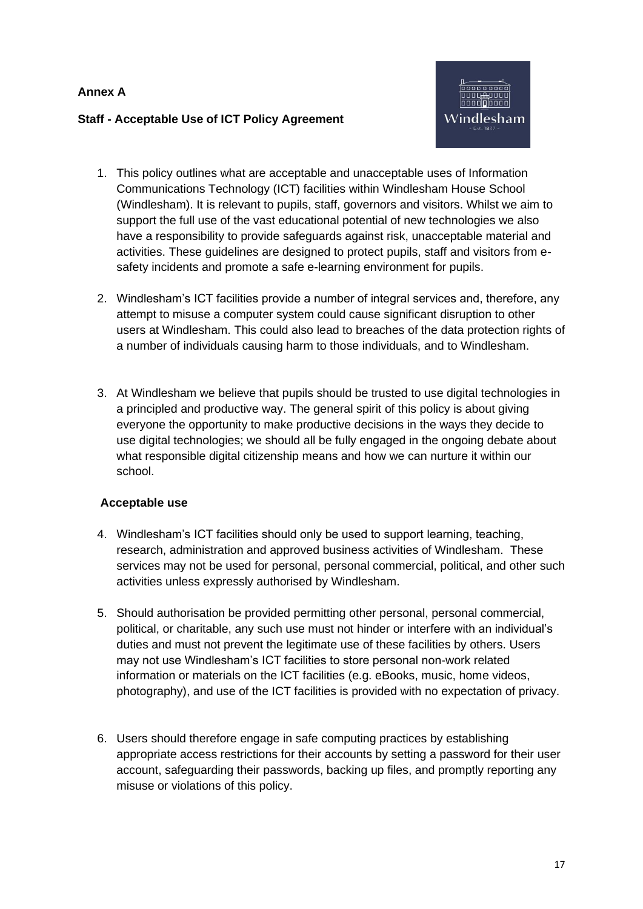**Annex A**

**Staff - Acceptable Use of ICT Policy Agreement**

1. This policy outlines what are acceptable and unacceptable uses of Information Communications Technology (ICT) facilities within Windlesham House School (Windlesham). It is relevant to pupils, staff, governors and visitors. Whilst we aim to support the full use of the vast educational potential of new technologies we also have a responsibility to provide safeguards against risk, unacceptable material and activities. These guidelines are designed to protect pupils, staff and visitors from e-safety incidents and promote a safe e-learning environment for pupils.

2. Windlesham's ICT facilities provide a number of integral services and, therefore, any attempt to misuse a computer system could cause significant disruption to other users at Windlesham. This could also lead to breaches of the data protection rights of a number of individuals causing harm to those individuals, and to Windlesham.

3. At Windlesham we believe that pupils should be trusted to use digital technologies in a principled and productive way. The general spirit of this policy is about giving everyone the opportunity to make productive decisions in the ways they decide to use digital technologies; we should all be fully engaged in the ongoing debate about what responsible digital citizenship means and how we can nurture it within our school.

**Acceptable use**

4. Windlesham's ICT facilities should only be used to support learning, teaching, research, administration and approved business activities of Windlesham. These services may not be used for personal, personal commercial, political, and other such activities unless expressly authorised by Windlesham.

5. Should authorisation be provided permitting other personal, personal commercial, political, or charitable, any such use must not hinder or interfere with an individual's duties and must not prevent the legitimate use of these facilities by others. Users may not use Windlesham's ICT facilities to store personal non-work related information or materials on the ICT facilities (e.g. eBooks, music, home videos, photography), and use of the ICT facilities is provided with no expectation of privacy.

6. Users should therefore engage in safe computing practices by establishing appropriate access restrictions for their accounts by setting a password for their user account, safeguarding their passwords, backing up files, and promptly reporting any misuse or violations of this policy.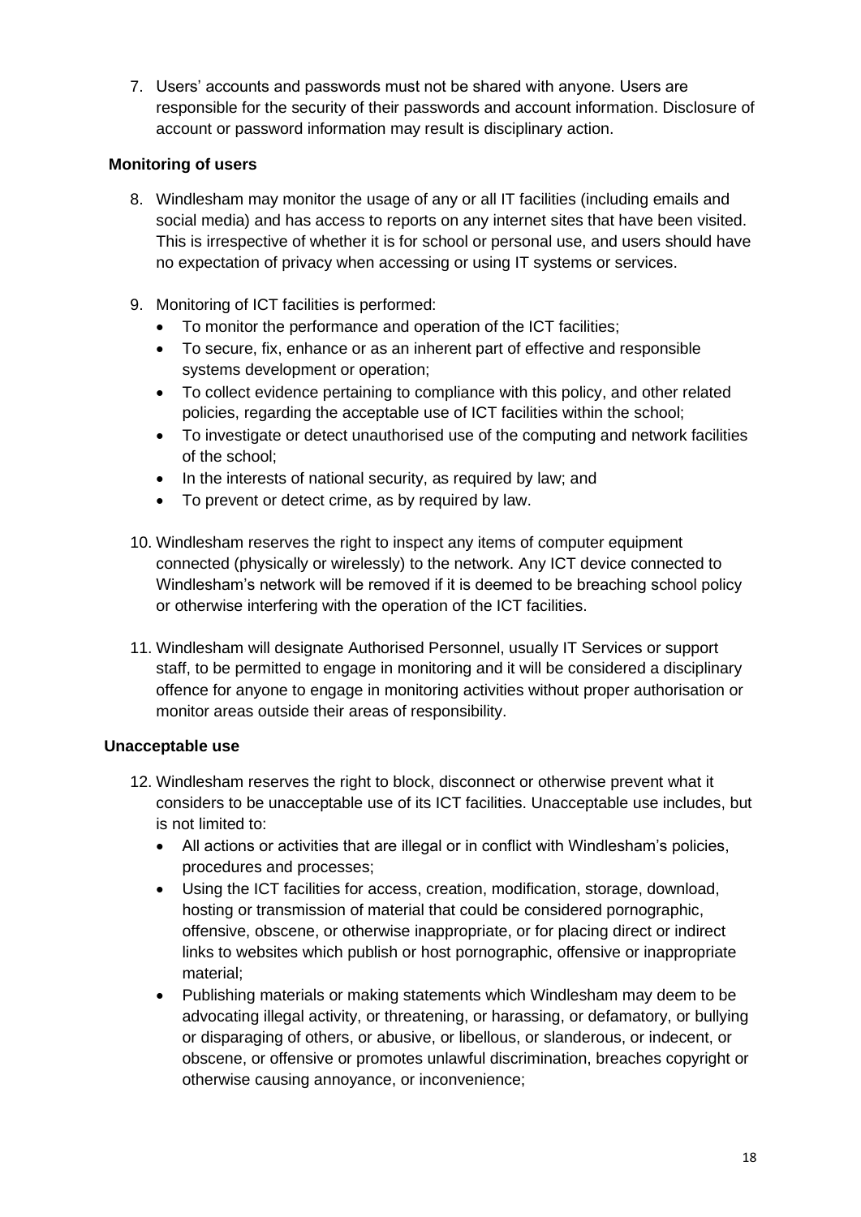7. Users' accounts and passwords must not be shared with anyone. Users are responsible for the security of their passwords and account information. Disclosure of account or password information may result is disciplinary action.

**Monitoring of users**

8. Windlesham may monitor the usage of any or all IT facilities (including emails and social media) and has access to reports on any internet sites that have been visited. This is irrespective of whether it is for school or personal use, and users should have no expectation of privacy when accessing or using IT systems or services.

9. Monitoring of ICT facilities is performed:
   - To monitor the performance and operation of the ICT facilities;
   - To secure, fix, enhance or as an inherent part of effective and responsible systems development or operation;
   - To collect evidence pertaining to compliance with this policy, and other related policies, regarding the acceptable use of ICT facilities within the school;
   - To investigate or detect unauthorised use of the computing and network facilities of the school;
   - In the interests of national security, as required by law; and
   - To prevent or detect crime, as by required by law.

10. Windlesham reserves the right to inspect any items of computer equipment connected (physically or wirelessly) to the network. Any ICT device connected to Windlesham's network will be removed if it is deemed to be breaching school policy or otherwise interfering with the operation of the ICT facilities.

11. Windlesham will designate Authorised Personnel, usually IT Services or support staff, to be permitted to engage in monitoring and it will be considered a disciplinary offence for anyone to engage in monitoring activities without proper authorisation or monitor areas outside their areas of responsibility.

**Unacceptable use**

12. Windlesham reserves the right to block, disconnect or otherwise prevent what it considers to be unacceptable use of its ICT facilities. Unacceptable use includes, but is not limited to:
    - All actions or activities that are illegal or in conflict with Windlesham's policies, procedures and processes;
    - Using the ICT facilities for access, creation, modification, storage, download, hosting or transmission of material that could be considered pornographic, offensive, obscene, or otherwise inappropriate, or for placing direct or indirect links to websites which publish or host pornographic, offensive or inappropriate material;
    - Publishing materials or making statements which Windlesham may deem to be advocating illegal activity, or threatening, or harassing, or defamatory, or bullying or disparaging of others, or abusive, or libellous, or slanderous, or indecent, or obscene, or offensive or promotes unlawful discrimination, breaches copyright or otherwise causing annoyance, or inconvenience;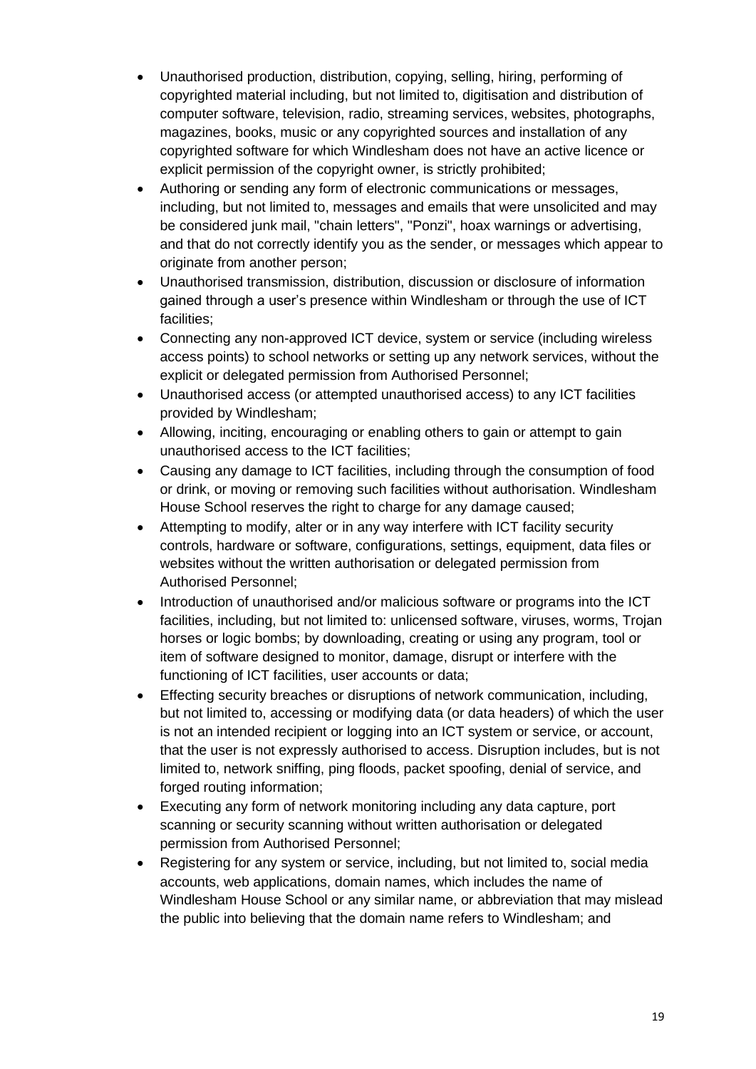- Unauthorised production, distribution, copying, selling, hiring, performing of copyrighted material including, but not limited to, digitisation and distribution of computer software, television, radio, streaming services, websites, photographs, magazines, books, music or any copyrighted sources and installation of any copyrighted software for which Windlesham does not have an active licence or explicit permission of the copyright owner, is strictly prohibited;
- Authoring or sending any form of electronic communications or messages, including, but not limited to, messages and emails that were unsolicited and may be considered junk mail, "chain letters", "Ponzi", hoax warnings or advertising, and that do not correctly identify you as the sender, or messages which appear to originate from another person;
- Unauthorised transmission, distribution, discussion or disclosure of information gained through a user's presence within Windlesham or through the use of ICT facilities;
- Connecting any non-approved ICT device, system or service (including wireless access points) to school networks or setting up any network services, without the explicit or delegated permission from Authorised Personnel;
- Unauthorised access (or attempted unauthorised access) to any ICT facilities provided by Windlesham;
- Allowing, inciting, encouraging or enabling others to gain or attempt to gain unauthorised access to the ICT facilities;
- Causing any damage to ICT facilities, including through the consumption of food or drink, or moving or removing such facilities without authorisation. Windlesham House School reserves the right to charge for any damage caused;
- Attempting to modify, alter or in any way interfere with ICT facility security controls, hardware or software, configurations, settings, equipment, data files or websites without the written authorisation or delegated permission from Authorised Personnel;
- Introduction of unauthorised and/or malicious software or programs into the ICT facilities, including, but not limited to: unlicensed software, viruses, worms, Trojan horses or logic bombs; by downloading, creating or using any program, tool or item of software designed to monitor, damage, disrupt or interfere with the functioning of ICT facilities, user accounts or data;
- Effecting security breaches or disruptions of network communication, including, but not limited to, accessing or modifying data (or data headers) of which the user is not an intended recipient or logging into an ICT system or service, or account, that the user is not expressly authorised to access. Disruption includes, but is not limited to, network sniffing, ping floods, packet spoofing, denial of service, and forged routing information;
- Executing any form of network monitoring including any data capture, port scanning or security scanning without written authorisation or delegated permission from Authorised Personnel;
- Registering for any system or service, including, but not limited to, social media accounts, web applications, domain names, which includes the name of Windlesham House School or any similar name, or abbreviation that may mislead the public into believing that the domain name refers to Windlesham; and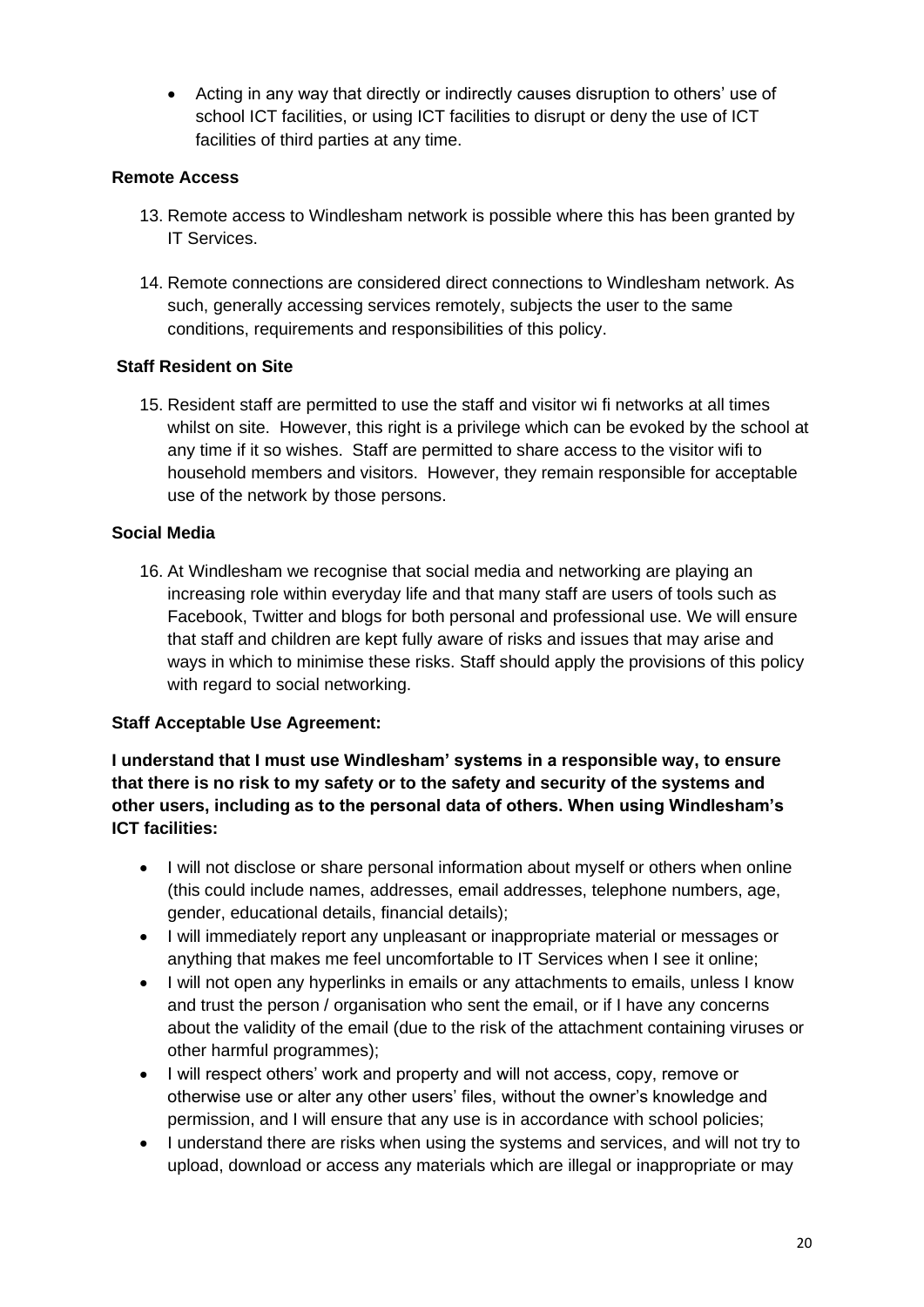- Acting in any way that directly or indirectly causes disruption to others' use of school ICT facilities, or using ICT facilities to disrupt or deny the use of ICT facilities of third parties at any time.

**Remote Access**

13. Remote access to Windlesham network is possible where this has been granted by IT Services.
14. Remote connections are considered direct connections to Windlesham network. As such, generally accessing services remotely, subjects the user to the same conditions, requirements and responsibilities of this policy.

**Staff Resident on Site**

15. Resident staff are permitted to use the staff and visitor wi fi networks at all times whilst on site. However, this right is a privilege which can be evoked by the school at any time if it so wishes. Staff are permitted to share access to the visitor wifi to household members and visitors. However, they remain responsible for acceptable use of the network by those persons.

**Social Media**

16. At Windlesham we recognise that social media and networking are playing an increasing role within everyday life and that many staff are users of tools such as Facebook, Twitter and blogs for both personal and professional use. We will ensure that staff and children are kept fully aware of risks and issues that may arise and ways in which to minimise these risks. Staff should apply the provisions of this policy with regard to social networking.

**Staff Acceptable Use Agreement:**

**I understand that I must use Windlesham' systems in a responsible way, to ensure that there is no risk to my safety or to the safety and security of the systems and other users, including as to the personal data of others. When using Windlesham's ICT facilities:**

- I will not disclose or share personal information about myself or others when online (this could include names, addresses, email addresses, telephone numbers, age, gender, educational details, financial details);
- I will immediately report any unpleasant or inappropriate material or messages or anything that makes me feel uncomfortable to IT Services when I see it online;
- I will not open any hyperlinks in emails or any attachments to emails, unless I know and trust the person / organisation who sent the email, or if I have any concerns about the validity of the email (due to the risk of the attachment containing viruses or other harmful programmes);
- I will respect others' work and property and will not access, copy, remove or otherwise use or alter any other users' files, without the owner's knowledge and permission, and I will ensure that any use is in accordance with school policies;
- I understand there are risks when using the systems and services, and will not try to upload, download or access any materials which are illegal or inappropriate or may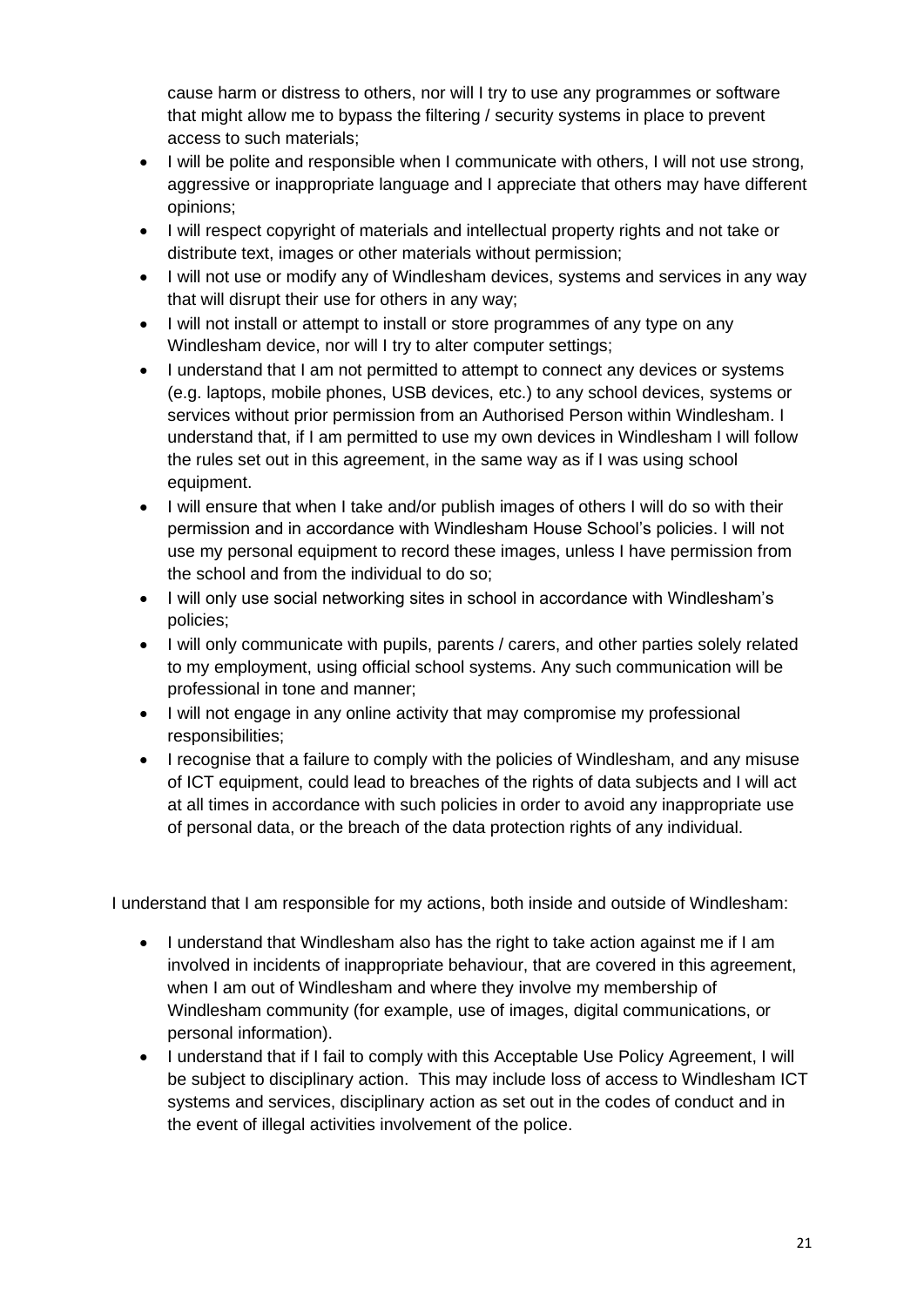cause harm or distress to others, nor will I try to use any programmes or software that might allow me to bypass the filtering / security systems in place to prevent access to such materials;

- I will be polite and responsible when I communicate with others, I will not use strong, aggressive or inappropriate language and I appreciate that others may have different opinions;
- I will respect copyright of materials and intellectual property rights and not take or distribute text, images or other materials without permission;
- I will not use or modify any of Windlesham devices, systems and services in any way that will disrupt their use for others in any way;
- I will not install or attempt to install or store programmes of any type on any Windlesham device, nor will I try to alter computer settings;
- I understand that I am not permitted to attempt to connect any devices or systems (e.g. laptops, mobile phones, USB devices, etc.) to any school devices, systems or services without prior permission from an Authorised Person within Windlesham. I understand that, if I am permitted to use my own devices in Windlesham I will follow the rules set out in this agreement, in the same way as if I was using school equipment.
- I will ensure that when I take and/or publish images of others I will do so with their permission and in accordance with Windlesham House School's policies. I will not use my personal equipment to record these images, unless I have permission from the school and from the individual to do so;
- I will only use social networking sites in school in accordance with Windlesham's policies;
- I will only communicate with pupils, parents / carers, and other parties solely related to my employment, using official school systems. Any such communication will be professional in tone and manner;
- I will not engage in any online activity that may compromise my professional responsibilities;
- I recognise that a failure to comply with the policies of Windlesham, and any misuse of ICT equipment, could lead to breaches of the rights of data subjects and I will act at all times in accordance with such policies in order to avoid any inappropriate use of personal data, or the breach of the data protection rights of any individual.

I understand that I am responsible for my actions, both inside and outside of Windlesham:

- I understand that Windlesham also has the right to take action against me if I am involved in incidents of inappropriate behaviour, that are covered in this agreement, when I am out of Windlesham and where they involve my membership of Windlesham community (for example, use of images, digital communications, or personal information).
- I understand that if I fail to comply with this Acceptable Use Policy Agreement, I will be subject to disciplinary action. This may include loss of access to Windlesham ICT systems and services, disciplinary action as set out in the codes of conduct and in the event of illegal activities involvement of the police.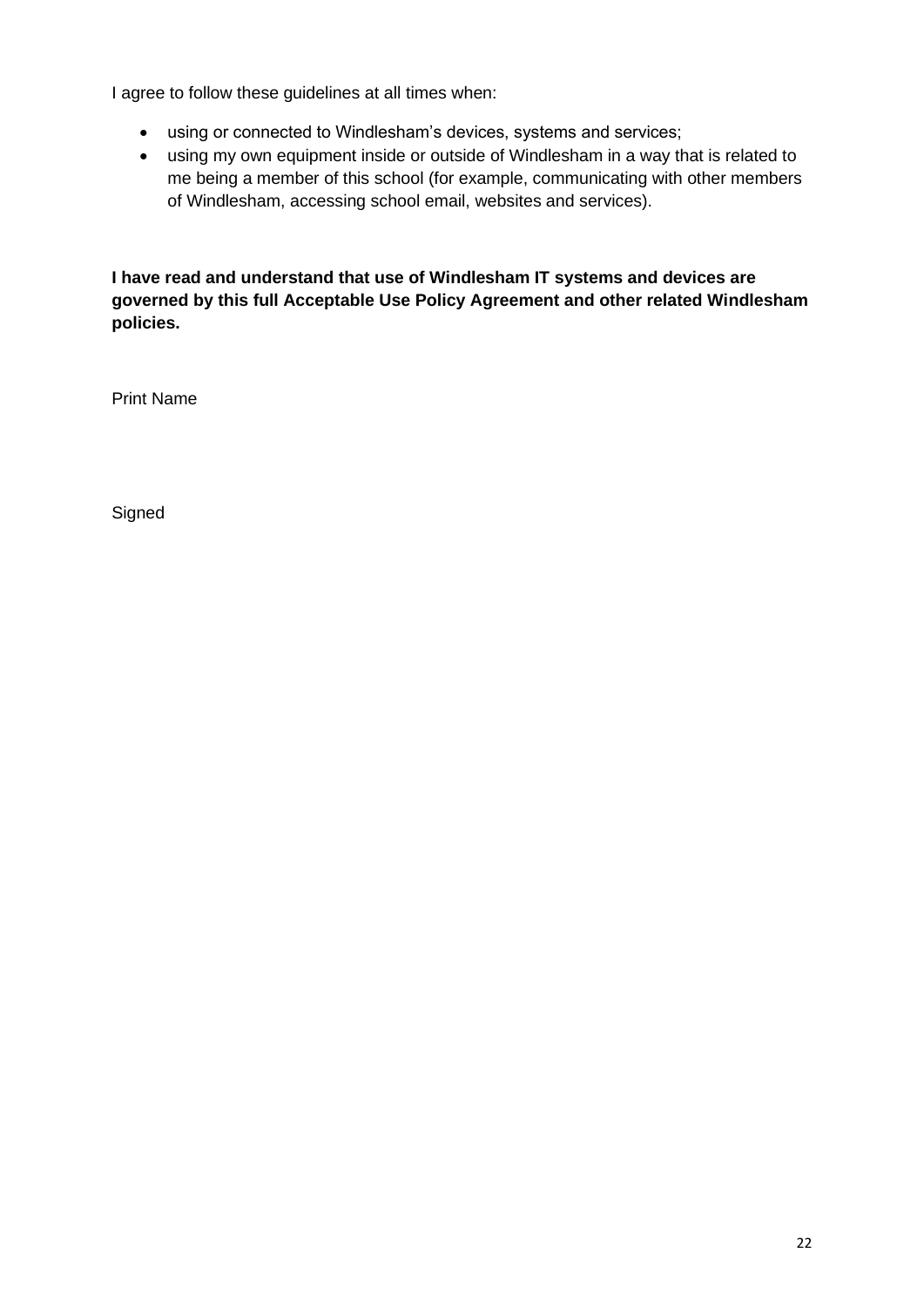I agree to follow these guidelines at all times when:

- using or connected to Windlesham's devices, systems and services;
- using my own equipment inside or outside of Windlesham in a way that is related to me being a member of this school (for example, communicating with other members of Windlesham, accessing school email, websites and services).

**I have read and understand that use of Windlesham IT systems and devices are governed by this full Acceptable Use Policy Agreement and other related Windlesham policies.**

Print Name

Signed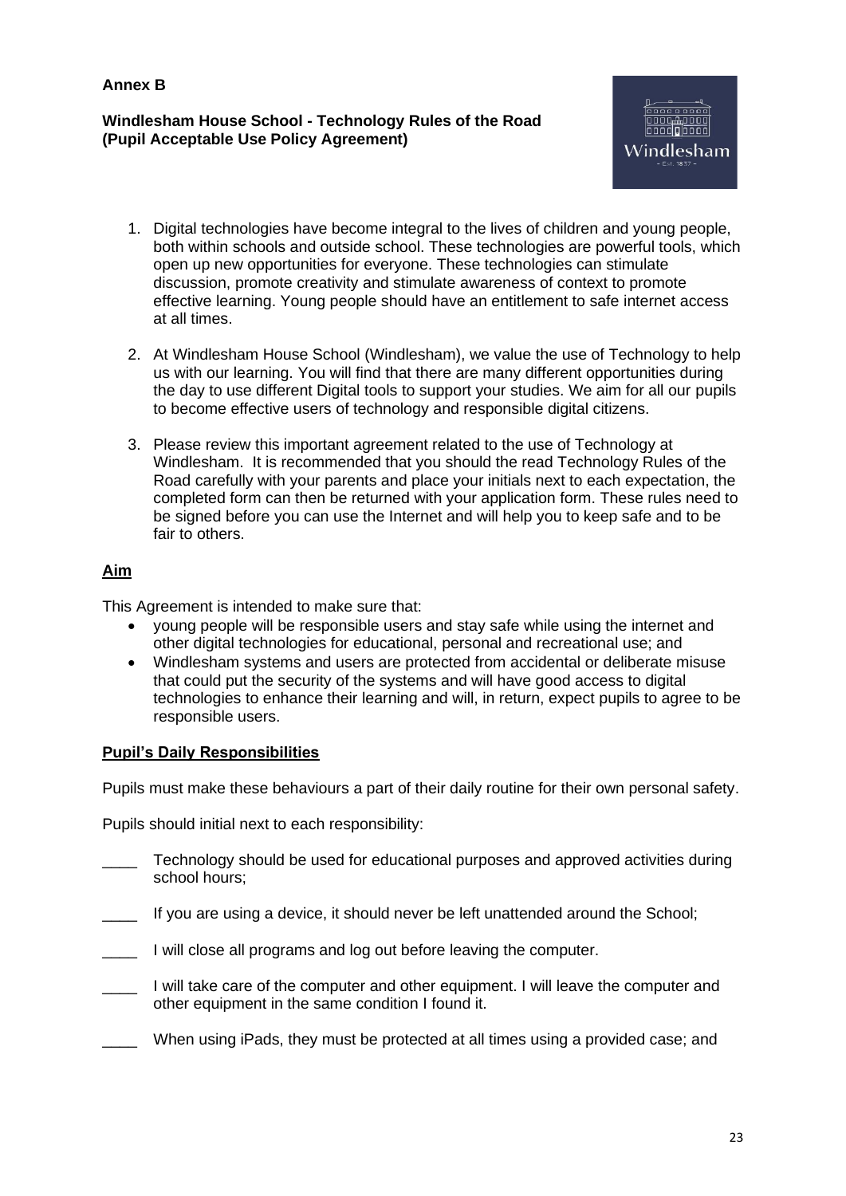**Annex B**

**Windlesham House School - Technology Rules of the Road (Pupil Acceptable Use Policy Agreement)**

1. Digital technologies have become integral to the lives of children and young people, both within schools and outside school. These technologies are powerful tools, which open up new opportunities for everyone. These technologies can stimulate discussion, promote creativity and stimulate awareness of context to promote effective learning. Young people should have an entitlement to safe internet access at all times.

2. At Windlesham House School (Windlesham), we value the use of Technology to help us with our learning. You will find that there are many different opportunities during the day to use different Digital tools to support your studies. We aim for all our pupils to become effective users of technology and responsible digital citizens.

3. Please review this important agreement related to the use of Technology at Windlesham. It is recommended that you should the read Technology Rules of the Road carefully with your parents and place your initials next to each expectation, the completed form can then be returned with your application form. These rules need to be signed before you can use the Internet and will help you to keep safe and to be fair to others.

**Aim**

This Agreement is intended to make sure that:

- young people will be responsible users and stay safe while using the internet and other digital technologies for educational, personal and recreational use; and
- Windlesham systems and users are protected from accidental or deliberate misuse that could put the security of the systems and will have good access to digital technologies to enhance their learning and will, in return, expect pupils to agree to be responsible users.

**Pupil's Daily Responsibilities**

Pupils must make these behaviours a part of their daily routine for their own personal safety.

Pupils should initial next to each responsibility:

____ Technology should be used for educational purposes and approved activities during school hours;

____ If you are using a device, it should never be left unattended around the School;

____ I will close all programs and log out before leaving the computer.

____ I will take care of the computer and other equipment. I will leave the computer and other equipment in the same condition I found it.

____ When using iPads, they must be protected at all times using a provided case; and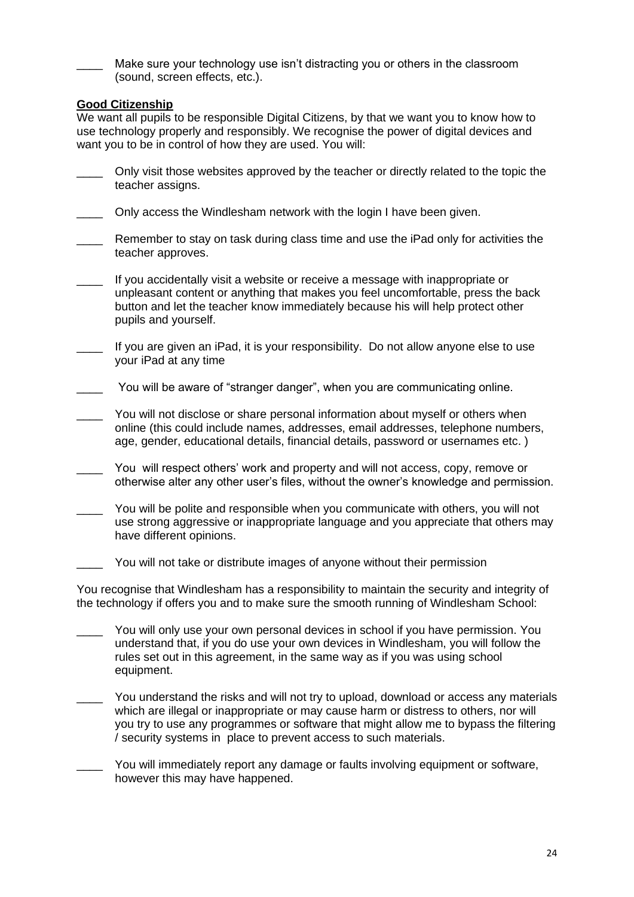____ Make sure your technology use isn't distracting you or others in the classroom (sound, screen effects, etc.).

**Good Citizenship**

We want all pupils to be responsible Digital Citizens, by that we want you to know how to use technology properly and responsibly. We recognise the power of digital devices and want you to be in control of how they are used. You will:

____ Only visit those websites approved by the teacher or directly related to the topic the teacher assigns.

____ Only access the Windlesham network with the login I have been given.

____ Remember to stay on task during class time and use the iPad only for activities the teacher approves.

____ If you accidentally visit a website or receive a message with inappropriate or unpleasant content or anything that makes you feel uncomfortable, press the back button and let the teacher know immediately because his will help protect other pupils and yourself.

____ If you are given an iPad, it is your responsibility. Do not allow anyone else to use your iPad at any time

____ You will be aware of "stranger danger", when you are communicating online.

____ You will not disclose or share personal information about myself or others when online (this could include names, addresses, email addresses, telephone numbers, age, gender, educational details, financial details, password or usernames etc. )

____ You will respect others' work and property and will not access, copy, remove or otherwise alter any other user's files, without the owner's knowledge and permission.

____ You will be polite and responsible when you communicate with others, you will not use strong aggressive or inappropriate language and you appreciate that others may have different opinions.

____ You will not take or distribute images of anyone without their permission

You recognise that Windlesham has a responsibility to maintain the security and integrity of the technology if offers you and to make sure the smooth running of Windlesham School:

____ You will only use your own personal devices in school if you have permission. You understand that, if you do use your own devices in Windlesham, you will follow the rules set out in this agreement, in the same way as if you was using school equipment.

____ You understand the risks and will not try to upload, download or access any materials which are illegal or inappropriate or may cause harm or distress to others, nor will you try to use any programmes or software that might allow me to bypass the filtering / security systems in place to prevent access to such materials.

____ You will immediately report any damage or faults involving equipment or software, however this may have happened.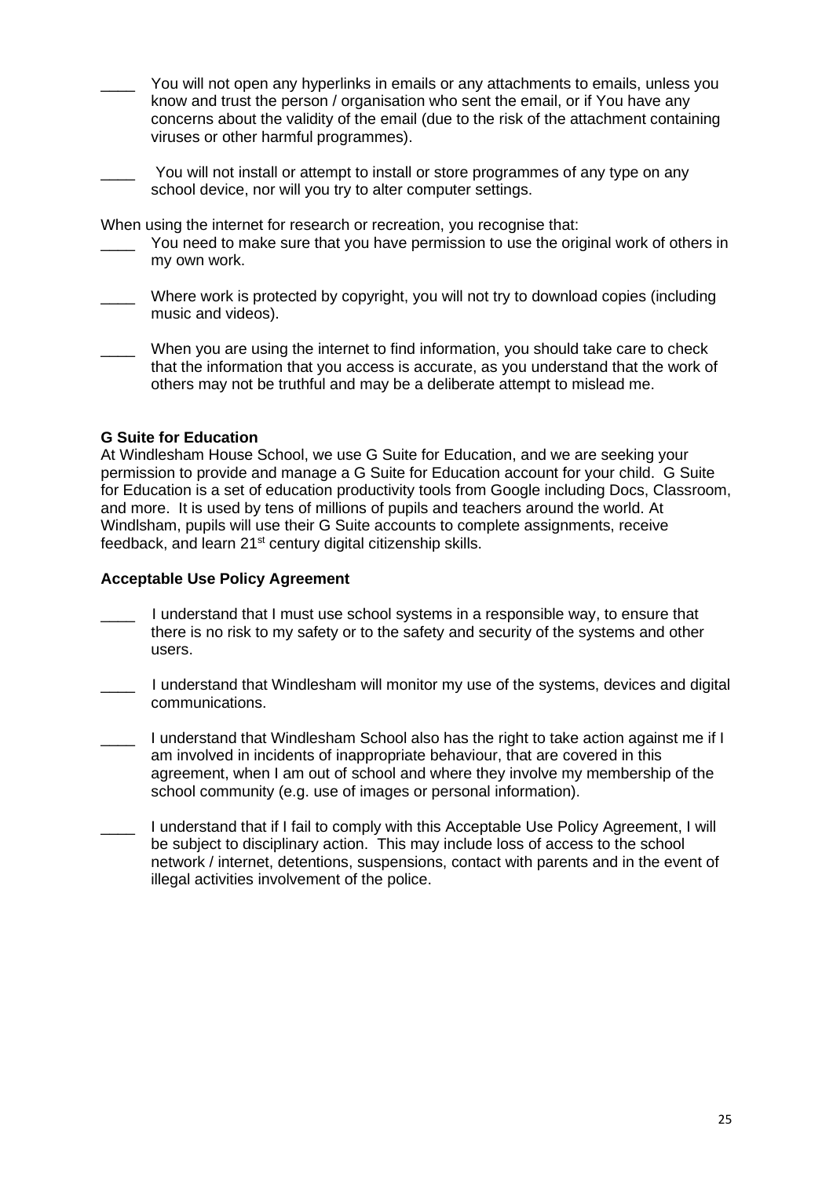____ You will not open any hyperlinks in emails or any attachments to emails, unless you know and trust the person / organisation who sent the email, or if You have any concerns about the validity of the email (due to the risk of the attachment containing viruses or other harmful programmes).

____ You will not install or attempt to install or store programmes of any type on any school device, nor will you try to alter computer settings.

When using the internet for research or recreation, you recognise that:

____ You need to make sure that you have permission to use the original work of others in my own work.

____ Where work is protected by copyright, you will not try to download copies (including music and videos).

____ When you are using the internet to find information, you should take care to check that the information that you access is accurate, as you understand that the work of others may not be truthful and may be a deliberate attempt to mislead me.

**G Suite for Education**

At Windlesham House School, we use G Suite for Education, and we are seeking your permission to provide and manage a G Suite for Education account for your child. G Suite for Education is a set of education productivity tools from Google including Docs, Classroom, and more. It is used by tens of millions of pupils and teachers around the world. At Windlsham, pupils will use their G Suite accounts to complete assignments, receive feedback, and learn 21st century digital citizenship skills.

**Acceptable Use Policy Agreement**

____ I understand that I must use school systems in a responsible way, to ensure that there is no risk to my safety or to the safety and security of the systems and other users.

____ I understand that Windlesham will monitor my use of the systems, devices and digital communications.

____ I understand that Windlesham School also has the right to take action against me if I am involved in incidents of inappropriate behaviour, that are covered in this agreement, when I am out of school and where they involve my membership of the school community (e.g. use of images or personal information).

____ I understand that if I fail to comply with this Acceptable Use Policy Agreement, I will be subject to disciplinary action. This may include loss of access to the school network / internet, detentions, suspensions, contact with parents and in the event of illegal activities involvement of the police.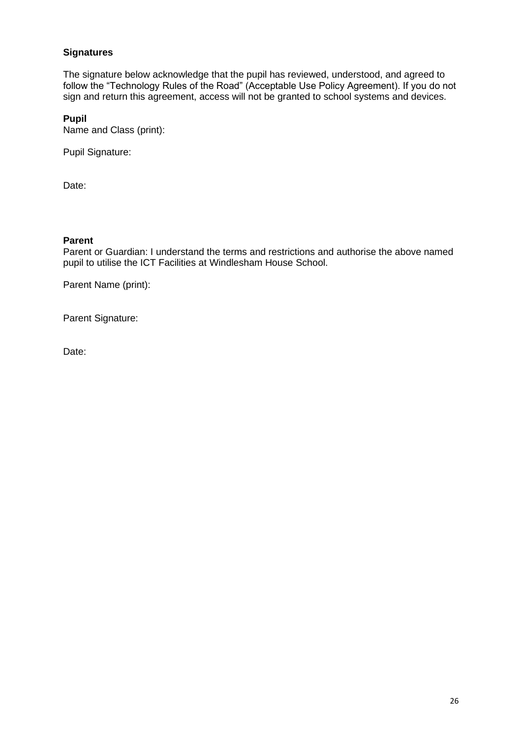**Signatures**

The signature below acknowledge that the pupil has reviewed, understood, and agreed to follow the "Technology Rules of the Road" (Acceptable Use Policy Agreement). If you do not sign and return this agreement, access will not be granted to school systems and devices.

**Pupil**

Name and Class (print):

Pupil Signature:

Date:

**Parent**

Parent or Guardian: I understand the terms and restrictions and authorise the above named pupil to utilise the ICT Facilities at Windlesham House School.

Parent Name (print):

Parent Signature:

Date: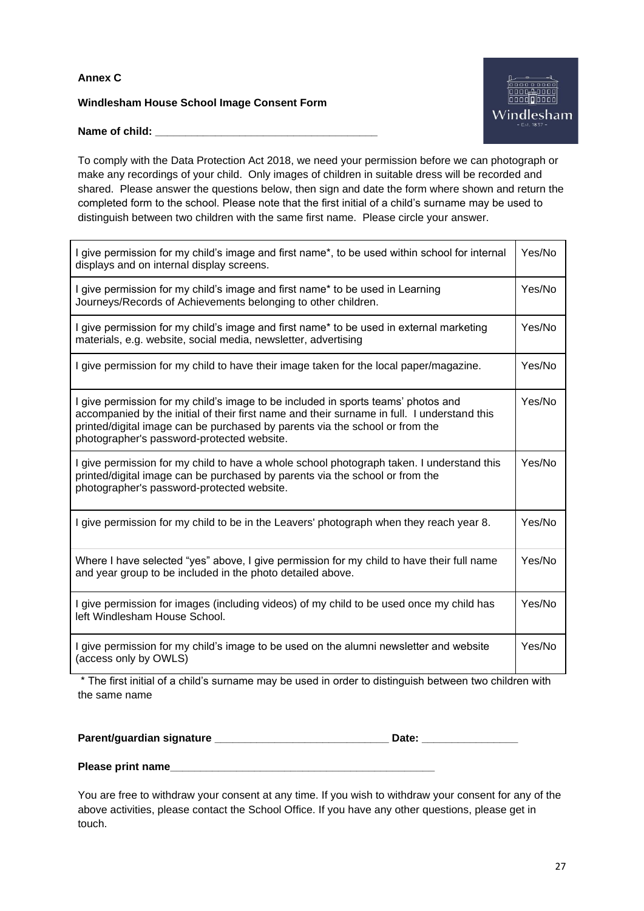**Annex C**

**Windlesham House School Image Consent Form**

**Name of child: ____________________________________**

To comply with the Data Protection Act 2018, we need your permission before we can photograph or make any recordings of your child. Only images of children in suitable dress will be recorded and shared. Please answer the questions below, then sign and date the form where shown and return the completed form to the school. Please note that the first initial of a child's surname may be used to distinguish between two children with the same first name. Please circle your answer.

| | |
|---|---|
| I give permission for my child's image and first name*, to be used within school for internal displays and on internal display screens. | Yes/No |
| I give permission for my child's image and first name* to be used in Learning Journeys/Records of Achievements belonging to other children. | Yes/No |
| I give permission for my child's image and first name* to be used in external marketing materials, e.g. website, social media, newsletter, advertising | Yes/No |
| I give permission for my child to have their image taken for the local paper/magazine. | Yes/No |
| I give permission for my child's image to be included in sports teams' photos and accompanied by the initial of their first name and their surname in full. I understand this printed/digital image can be purchased by parents via the school or from the photographer's password-protected website. | Yes/No |
| I give permission for my child to have a whole school photograph taken. I understand this printed/digital image can be purchased by parents via the school or from the photographer's password-protected website. | Yes/No |
| I give permission for my child to be in the Leavers' photograph when they reach year 8. | Yes/No |
| Where I have selected "yes" above, I give permission for my child to have their full name and year group to be included in the photo detailed above. | Yes/No |
| I give permission for images (including videos) of my child to be used once my child has left Windlesham House School. | Yes/No |
| I give permission for my child's image to be used on the alumni newsletter and website (access only by OWLS) | Yes/No |

\* The first initial of a child's surname may be used in order to distinguish between two children with the same name

**Parent/guardian signature ____________________________ Date: _______________**

**Please print name____________________________________________**

You are free to withdraw your consent at any time. If you wish to withdraw your consent for any of the above activities, please contact the School Office. If you have any other questions, please get in touch.